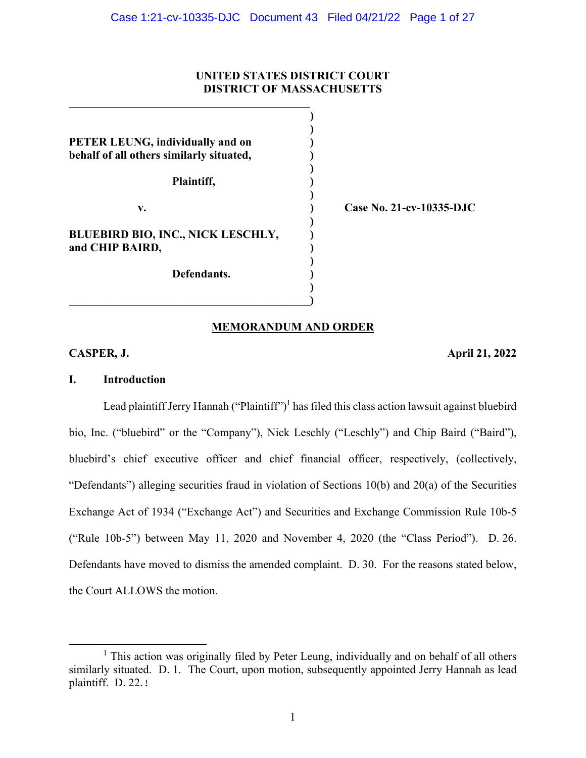**UNITED STATES DISTRICT COURT**
**DISTRICT OF MASSACHUSETTS**

| | |
|---|---|
| **PETER LEUNG, individually and on behalf of all others similarly situated,** | |
| **Plaintiff,** | |
| **v.** | **Case No. 21-cv-10335-DJC** |
| **BLUEBIRD BIO, INC., NICK LESCHLY, and CHIP BAIRD,** | |
| **Defendants.** | |

**MEMORANDUM AND ORDER**

**CASPER, J.** **April 21, 2022**

## I. Introduction

Lead plaintiff Jerry Hannah ("Plaintiff")[1] has filed this class action lawsuit against bluebird bio, Inc. ("bluebird" or the "Company"), Nick Leschly ("Leschly") and Chip Baird ("Baird"), bluebird's chief executive officer and chief financial officer, respectively, (collectively, "Defendants") alleging securities fraud in violation of Sections 10(b) and 20(a) of the Securities Exchange Act of 1934 ("Exchange Act") and Securities and Exchange Commission Rule 10b-5 ("Rule 10b-5") between May 11, 2020 and November 4, 2020 (the "Class Period"). D. 26. Defendants have moved to dismiss the amended complaint. D. 30. For the reasons stated below, the Court ALLOWS the motion.

[1] This action was originally filed by Peter Leung, individually and on behalf of all others similarly situated. D. 1. The Court, upon motion, subsequently appointed Jerry Hannah as lead plaintiff. D. 22.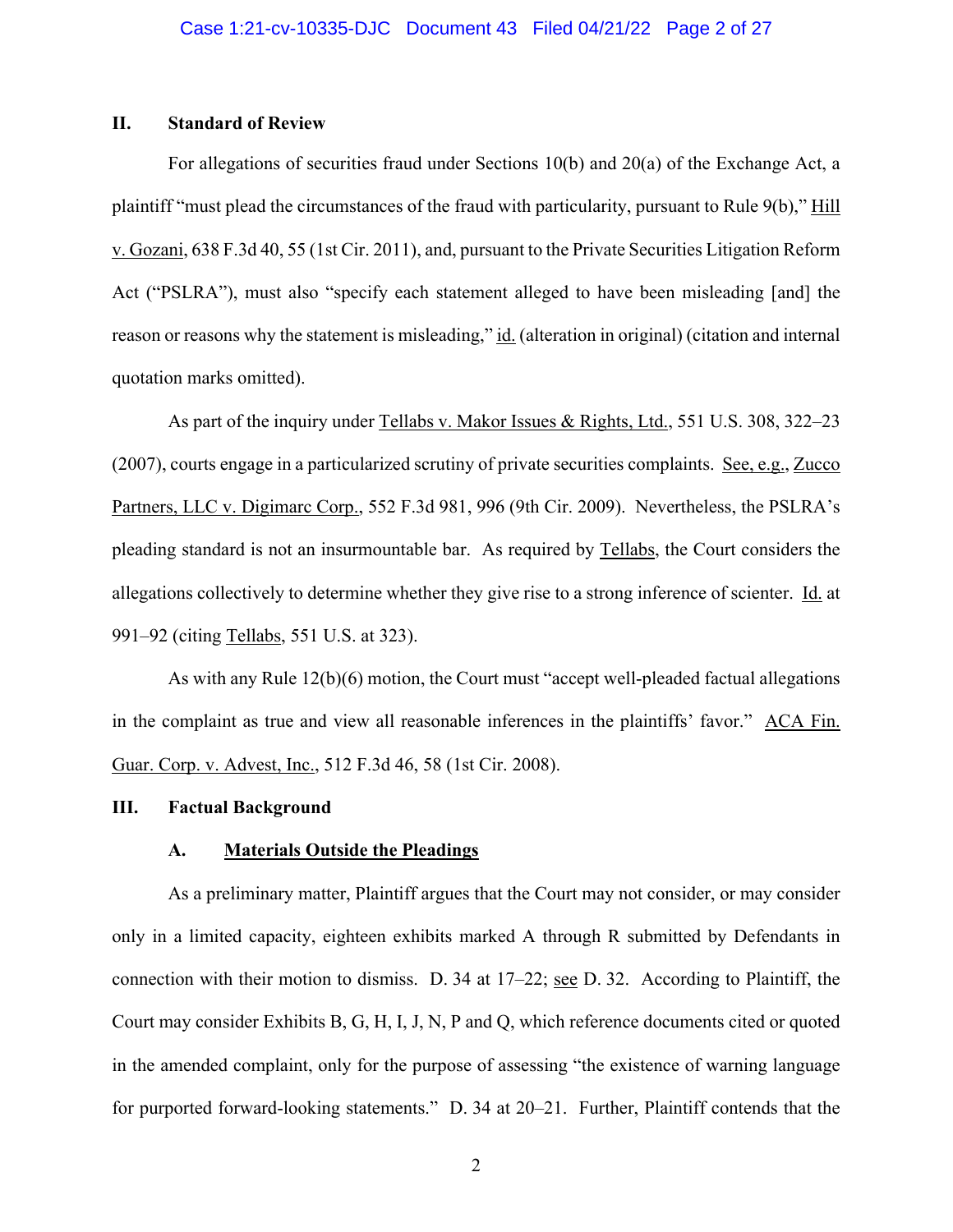## II. Standard of Review

For allegations of securities fraud under Sections 10(b) and 20(a) of the Exchange Act, a plaintiff "must plead the circumstances of the fraud with particularity, pursuant to Rule 9(b)," Hill v. Gozani, 638 F.3d 40, 55 (1st Cir. 2011), and, pursuant to the Private Securities Litigation Reform Act ("PSLRA"), must also "specify each statement alleged to have been misleading [and] the reason or reasons why the statement is misleading," id. (alteration in original) (citation and internal quotation marks omitted).

As part of the inquiry under Tellabs v. Makor Issues & Rights, Ltd., 551 U.S. 308, 322–23 (2007), courts engage in a particularized scrutiny of private securities complaints. See, e.g., Zucco Partners, LLC v. Digimarc Corp., 552 F.3d 981, 996 (9th Cir. 2009). Nevertheless, the PSLRA's pleading standard is not an insurmountable bar. As required by Tellabs, the Court considers the allegations collectively to determine whether they give rise to a strong inference of scienter. Id. at 991–92 (citing Tellabs, 551 U.S. at 323).

As with any Rule 12(b)(6) motion, the Court must "accept well-pleaded factual allegations in the complaint as true and view all reasonable inferences in the plaintiffs' favor." ACA Fin. Guar. Corp. v. Advest, Inc., 512 F.3d 46, 58 (1st Cir. 2008).

## III. Factual Background

### A. Materials Outside the Pleadings

As a preliminary matter, Plaintiff argues that the Court may not consider, or may consider only in a limited capacity, eighteen exhibits marked A through R submitted by Defendants in connection with their motion to dismiss. D. 34 at 17–22; see D. 32. According to Plaintiff, the Court may consider Exhibits B, G, H, I, J, N, P and Q, which reference documents cited or quoted in the amended complaint, only for the purpose of assessing "the existence of warning language for purported forward-looking statements." D. 34 at 20–21. Further, Plaintiff contends that the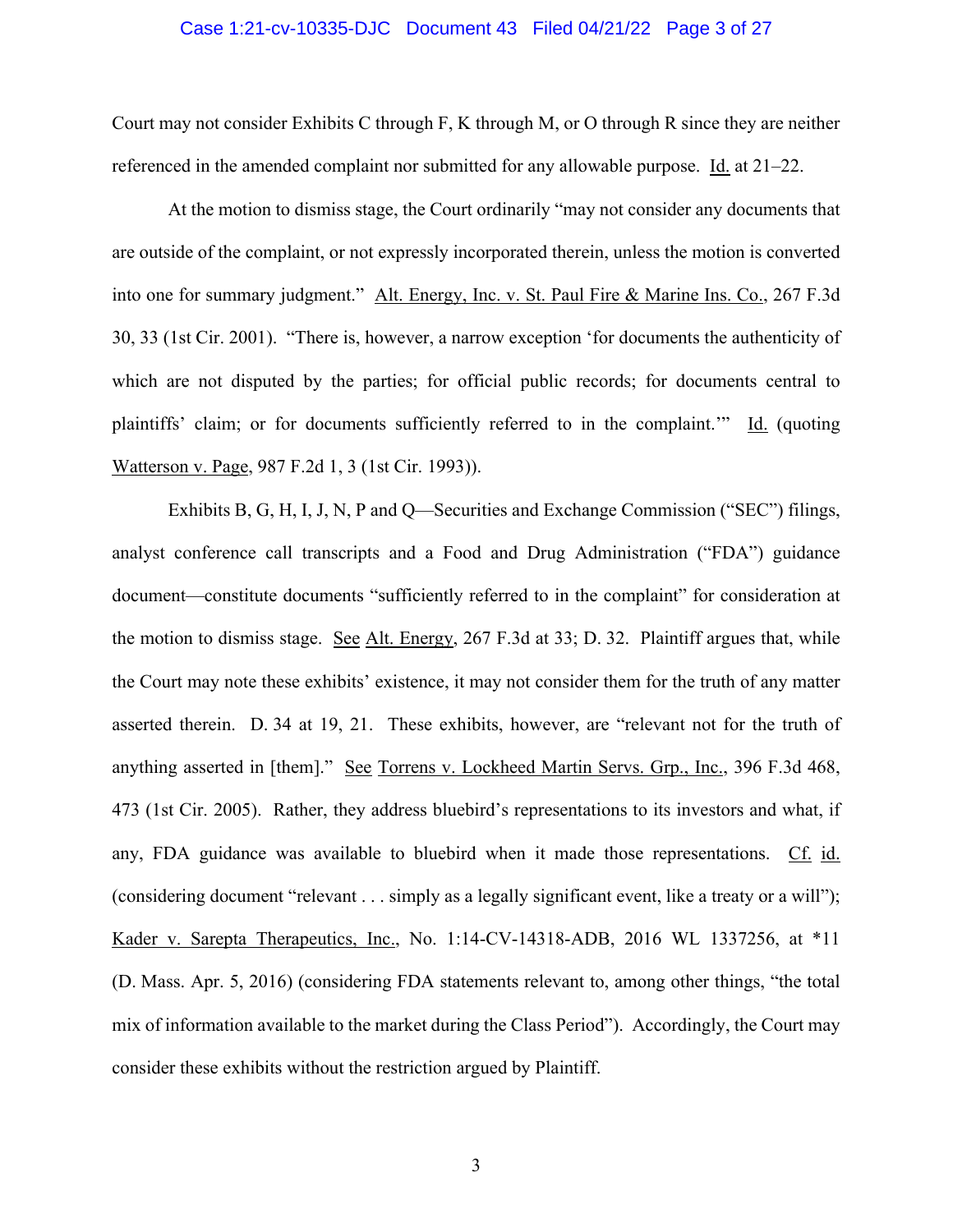Court may not consider Exhibits C through F, K through M, or O through R since they are neither referenced in the amended complaint nor submitted for any allowable purpose. Id. at 21–22.

At the motion to dismiss stage, the Court ordinarily "may not consider any documents that are outside of the complaint, or not expressly incorporated therein, unless the motion is converted into one for summary judgment." Alt. Energy, Inc. v. St. Paul Fire & Marine Ins. Co., 267 F.3d 30, 33 (1st Cir. 2001). "There is, however, a narrow exception 'for documents the authenticity of which are not disputed by the parties; for official public records; for documents central to plaintiffs' claim; or for documents sufficiently referred to in the complaint.'" Id. (quoting Watterson v. Page, 987 F.2d 1, 3 (1st Cir. 1993)).

Exhibits B, G, H, I, J, N, P and Q—Securities and Exchange Commission ("SEC") filings, analyst conference call transcripts and a Food and Drug Administration ("FDA") guidance document—constitute documents "sufficiently referred to in the complaint" for consideration at the motion to dismiss stage. See Alt. Energy, 267 F.3d at 33; D. 32. Plaintiff argues that, while the Court may note these exhibits' existence, it may not consider them for the truth of any matter asserted therein. D. 34 at 19, 21. These exhibits, however, are "relevant not for the truth of anything asserted in [them]." See Torrens v. Lockheed Martin Servs. Grp., Inc., 396 F.3d 468, 473 (1st Cir. 2005). Rather, they address bluebird's representations to its investors and what, if any, FDA guidance was available to bluebird when it made those representations. Cf. id. (considering document "relevant . . . simply as a legally significant event, like a treaty or a will"); Kader v. Sarepta Therapeutics, Inc., No. 1:14-CV-14318-ADB, 2016 WL 1337256, at *11 (D. Mass. Apr. 5, 2016) (considering FDA statements relevant to, among other things, "the total mix of information available to the market during the Class Period"). Accordingly, the Court may consider these exhibits without the restriction argued by Plaintiff.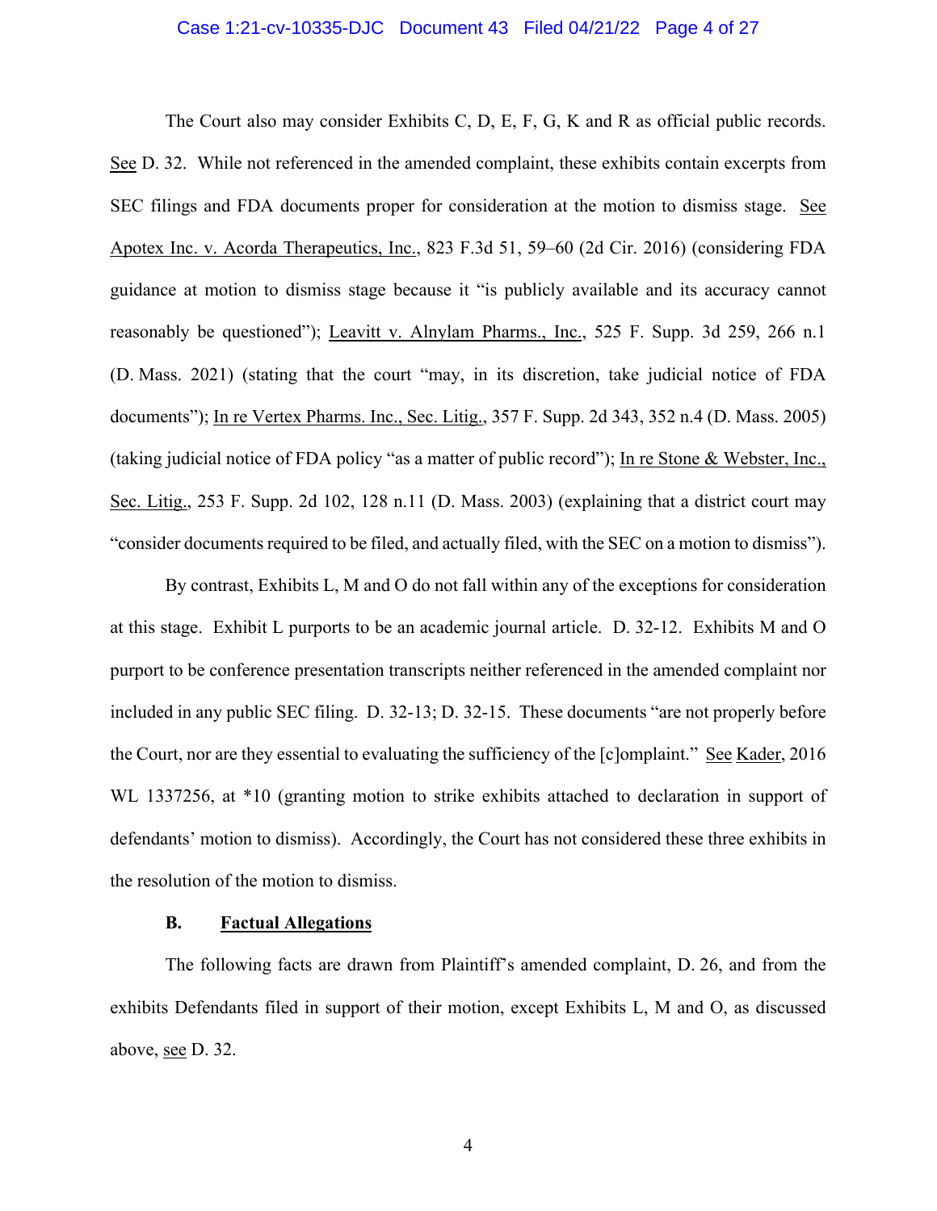The Court also may consider Exhibits C, D, E, F, G, K and R as official public records. See D. 32. While not referenced in the amended complaint, these exhibits contain excerpts from SEC filings and FDA documents proper for consideration at the motion to dismiss stage. See Apotex Inc. v. Acorda Therapeutics, Inc., 823 F.3d 51, 59–60 (2d Cir. 2016) (considering FDA guidance at motion to dismiss stage because it "is publicly available and its accuracy cannot reasonably be questioned"); Leavitt v. Alnylam Pharms., Inc., 525 F. Supp. 3d 259, 266 n.1 (D. Mass. 2021) (stating that the court "may, in its discretion, take judicial notice of FDA documents"); In re Vertex Pharms. Inc., Sec. Litig., 357 F. Supp. 2d 343, 352 n.4 (D. Mass. 2005) (taking judicial notice of FDA policy "as a matter of public record"); In re Stone & Webster, Inc., Sec. Litig., 253 F. Supp. 2d 102, 128 n.11 (D. Mass. 2003) (explaining that a district court may "consider documents required to be filed, and actually filed, with the SEC on a motion to dismiss").

By contrast, Exhibits L, M and O do not fall within any of the exceptions for consideration at this stage. Exhibit L purports to be an academic journal article. D. 32-12. Exhibits M and O purport to be conference presentation transcripts neither referenced in the amended complaint nor included in any public SEC filing. D. 32-13; D. 32-15. These documents "are not properly before the Court, nor are they essential to evaluating the sufficiency of the [c]omplaint." See Kader, 2016 WL 1337256, at *10 (granting motion to strike exhibits attached to declaration in support of defendants' motion to dismiss). Accordingly, the Court has not considered these three exhibits in the resolution of the motion to dismiss.

### B. Factual Allegations

The following facts are drawn from Plaintiff's amended complaint, D. 26, and from the exhibits Defendants filed in support of their motion, except Exhibits L, M and O, as discussed above, see D. 32.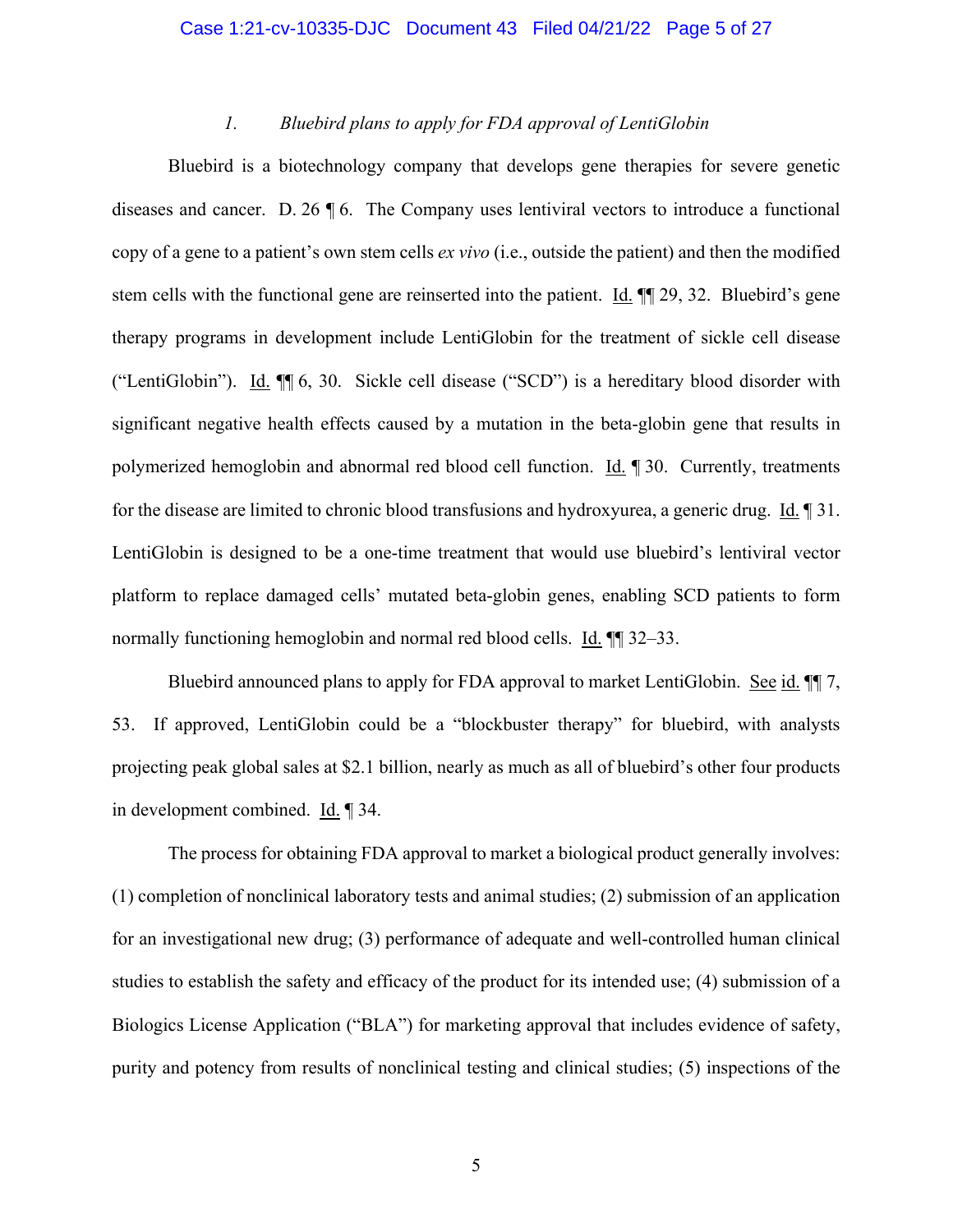### *1. Bluebird plans to apply for FDA approval of LentiGlobin*

Bluebird is a biotechnology company that develops gene therapies for severe genetic diseases and cancer. D. 26 ¶ 6. The Company uses lentiviral vectors to introduce a functional copy of a gene to a patient's own stem cells *ex vivo* (i.e., outside the patient) and then the modified stem cells with the functional gene are reinserted into the patient. Id. ¶¶ 29, 32. Bluebird's gene therapy programs in development include LentiGlobin for the treatment of sickle cell disease ("LentiGlobin"). Id. ¶¶ 6, 30. Sickle cell disease ("SCD") is a hereditary blood disorder with significant negative health effects caused by a mutation in the beta-globin gene that results in polymerized hemoglobin and abnormal red blood cell function. Id. ¶ 30. Currently, treatments for the disease are limited to chronic blood transfusions and hydroxyurea, a generic drug. Id. ¶ 31. LentiGlobin is designed to be a one-time treatment that would use bluebird's lentiviral vector platform to replace damaged cells' mutated beta-globin genes, enabling SCD patients to form normally functioning hemoglobin and normal red blood cells. Id. ¶¶ 32–33.

Bluebird announced plans to apply for FDA approval to market LentiGlobin. See id. ¶¶ 7, 53. If approved, LentiGlobin could be a "blockbuster therapy" for bluebird, with analysts projecting peak global sales at $2.1 billion, nearly as much as all of bluebird's other four products in development combined. Id. ¶ 34.

The process for obtaining FDA approval to market a biological product generally involves: (1) completion of nonclinical laboratory tests and animal studies; (2) submission of an application for an investigational new drug; (3) performance of adequate and well-controlled human clinical studies to establish the safety and efficacy of the product for its intended use; (4) submission of a Biologics License Application ("BLA") for marketing approval that includes evidence of safety, purity and potency from results of nonclinical testing and clinical studies; (5) inspections of the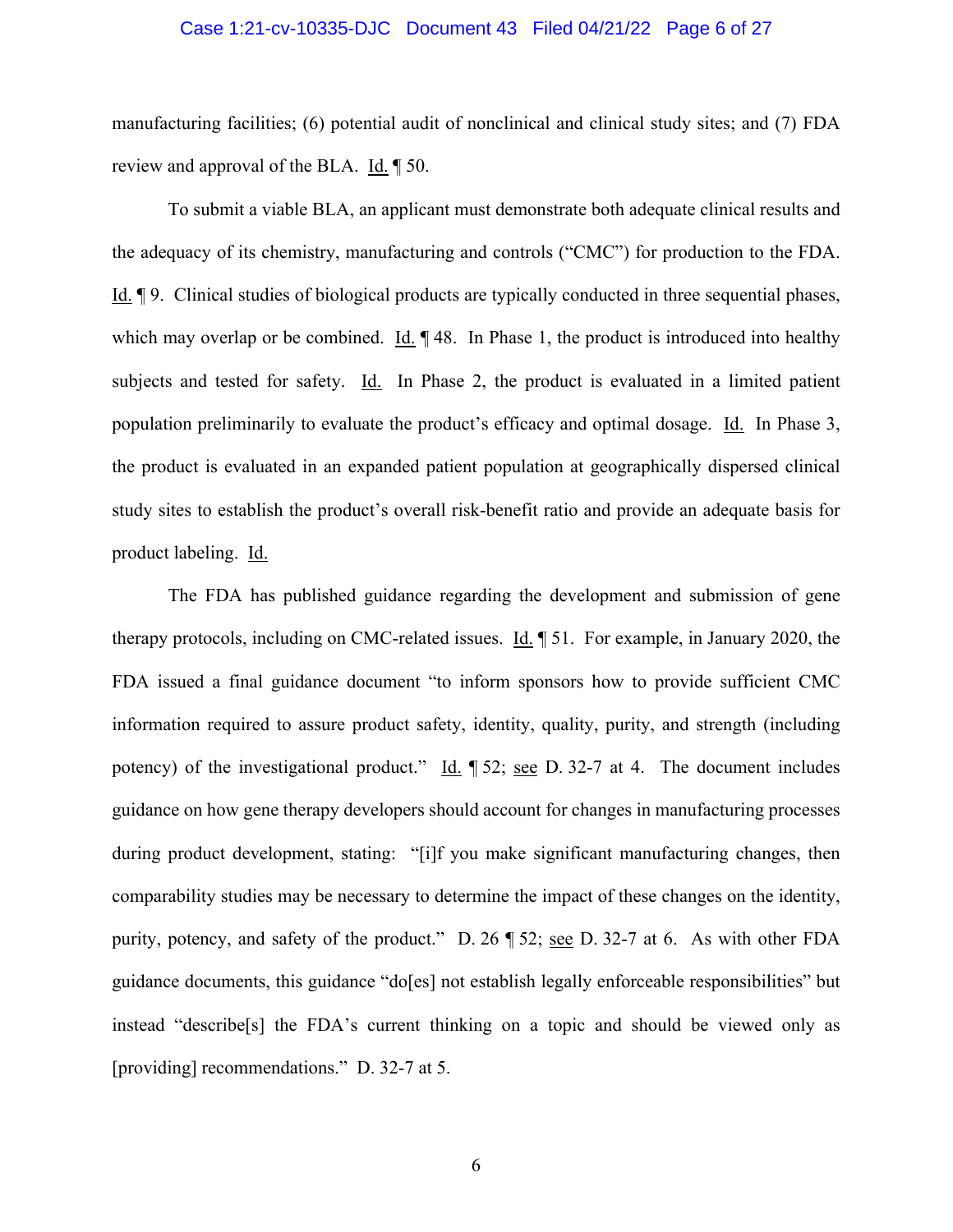manufacturing facilities; (6) potential audit of nonclinical and clinical study sites; and (7) FDA review and approval of the BLA. Id. ¶ 50.

To submit a viable BLA, an applicant must demonstrate both adequate clinical results and the adequacy of its chemistry, manufacturing and controls ("CMC") for production to the FDA. Id. ¶ 9. Clinical studies of biological products are typically conducted in three sequential phases, which may overlap or be combined. Id. ¶ 48. In Phase 1, the product is introduced into healthy subjects and tested for safety. Id. In Phase 2, the product is evaluated in a limited patient population preliminarily to evaluate the product's efficacy and optimal dosage. Id. In Phase 3, the product is evaluated in an expanded patient population at geographically dispersed clinical study sites to establish the product's overall risk-benefit ratio and provide an adequate basis for product labeling. Id.

The FDA has published guidance regarding the development and submission of gene therapy protocols, including on CMC-related issues. Id. ¶ 51. For example, in January 2020, the FDA issued a final guidance document "to inform sponsors how to provide sufficient CMC information required to assure product safety, identity, quality, purity, and strength (including potency) of the investigational product." Id. ¶ 52; see D. 32-7 at 4. The document includes guidance on how gene therapy developers should account for changes in manufacturing processes during product development, stating: "[i]f you make significant manufacturing changes, then comparability studies may be necessary to determine the impact of these changes on the identity, purity, potency, and safety of the product." D. 26 ¶ 52; see D. 32-7 at 6. As with other FDA guidance documents, this guidance "do[es] not establish legally enforceable responsibilities" but instead "describe[s] the FDA's current thinking on a topic and should be viewed only as [providing] recommendations." D. 32-7 at 5.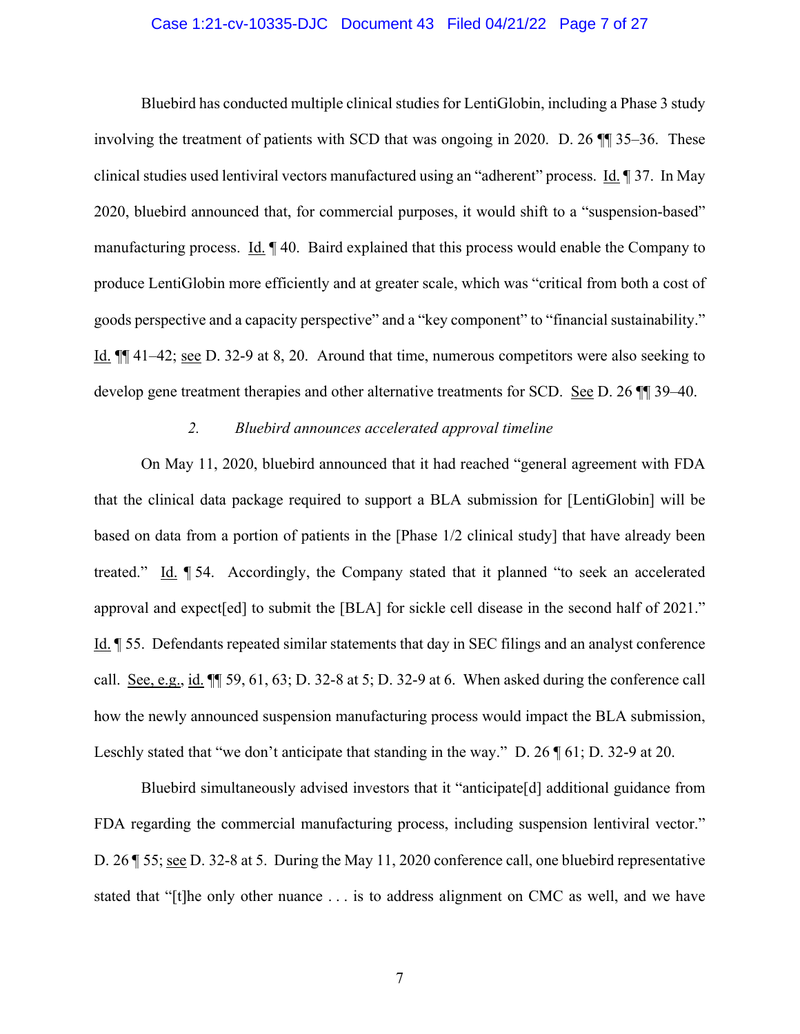Bluebird has conducted multiple clinical studies for LentiGlobin, including a Phase 3 study involving the treatment of patients with SCD that was ongoing in 2020. D. 26 ¶¶ 35–36. These clinical studies used lentiviral vectors manufactured using an "adherent" process. Id. ¶ 37. In May 2020, bluebird announced that, for commercial purposes, it would shift to a "suspension-based" manufacturing process. Id. ¶ 40. Baird explained that this process would enable the Company to produce LentiGlobin more efficiently and at greater scale, which was "critical from both a cost of goods perspective and a capacity perspective" and a "key component" to "financial sustainability." Id. ¶¶ 41–42; see D. 32-9 at 8, 20. Around that time, numerous competitors were also seeking to develop gene treatment therapies and other alternative treatments for SCD. See D. 26 ¶¶ 39–40.

### 2. *Bluebird announces accelerated approval timeline*

On May 11, 2020, bluebird announced that it had reached "general agreement with FDA that the clinical data package required to support a BLA submission for [LentiGlobin] will be based on data from a portion of patients in the [Phase 1/2 clinical study] that have already been treated." Id. ¶ 54. Accordingly, the Company stated that it planned "to seek an accelerated approval and expect[ed] to submit the [BLA] for sickle cell disease in the second half of 2021." Id. ¶ 55. Defendants repeated similar statements that day in SEC filings and an analyst conference call. See, e.g., id. ¶¶ 59, 61, 63; D. 32-8 at 5; D. 32-9 at 6. When asked during the conference call how the newly announced suspension manufacturing process would impact the BLA submission, Leschly stated that "we don't anticipate that standing in the way." D. 26 ¶ 61; D. 32-9 at 20.

Bluebird simultaneously advised investors that it "anticipate[d] additional guidance from FDA regarding the commercial manufacturing process, including suspension lentiviral vector." D. 26 ¶ 55; see D. 32-8 at 5. During the May 11, 2020 conference call, one bluebird representative stated that "[t]he only other nuance . . . is to address alignment on CMC as well, and we have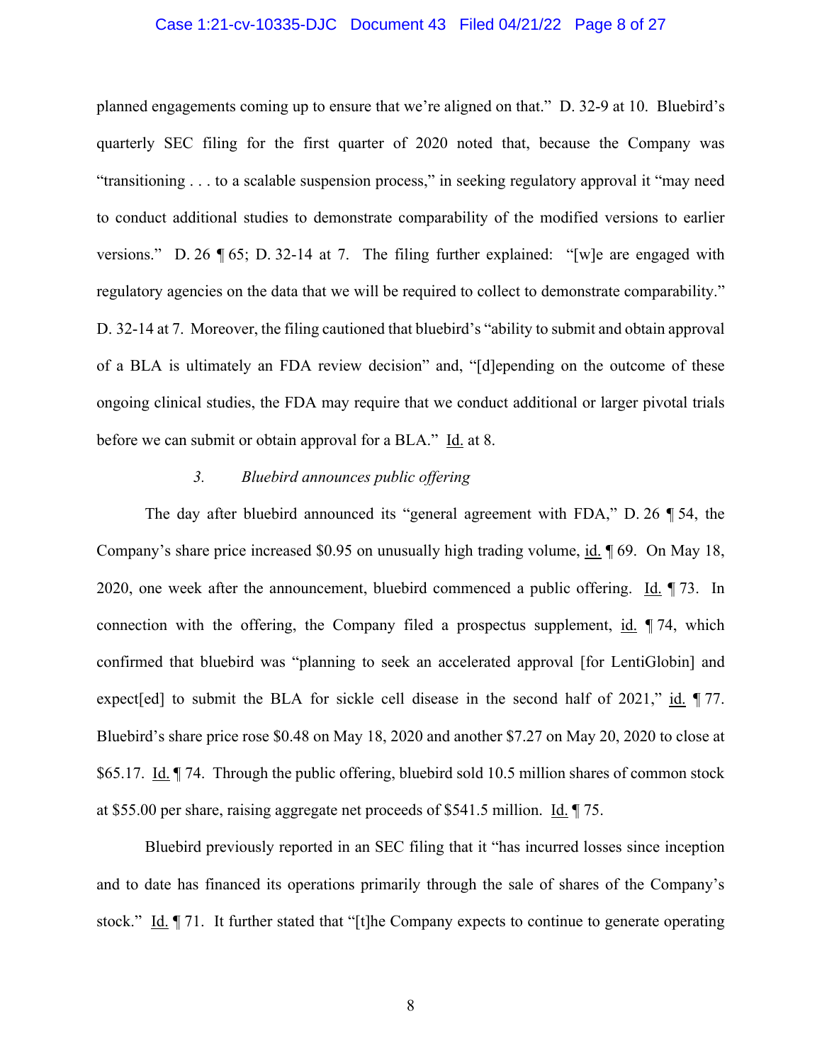planned engagements coming up to ensure that we're aligned on that." D. 32-9 at 10. Bluebird's quarterly SEC filing for the first quarter of 2020 noted that, because the Company was "transitioning . . . to a scalable suspension process," in seeking regulatory approval it "may need to conduct additional studies to demonstrate comparability of the modified versions to earlier versions." D. 26 ¶ 65; D. 32-14 at 7. The filing further explained: "[w]e are engaged with regulatory agencies on the data that we will be required to collect to demonstrate comparability." D. 32-14 at 7. Moreover, the filing cautioned that bluebird's "ability to submit and obtain approval of a BLA is ultimately an FDA review decision" and, "[d]epending on the outcome of these ongoing clinical studies, the FDA may require that we conduct additional or larger pivotal trials before we can submit or obtain approval for a BLA." Id. at 8.

### *3. Bluebird announces public offering*

The day after bluebird announced its "general agreement with FDA," D. 26 ¶ 54, the Company's share price increased $0.95 on unusually high trading volume, id. ¶ 69. On May 18, 2020, one week after the announcement, bluebird commenced a public offering. Id. ¶ 73. In connection with the offering, the Company filed a prospectus supplement, id. ¶ 74, which confirmed that bluebird was "planning to seek an accelerated approval [for LentiGlobin] and expect[ed] to submit the BLA for sickle cell disease in the second half of 2021," id. ¶ 77. Bluebird's share price rose $0.48 on May 18, 2020 and another $7.27 on May 20, 2020 to close at $65.17. Id. ¶ 74. Through the public offering, bluebird sold 10.5 million shares of common stock at $55.00 per share, raising aggregate net proceeds of $541.5 million. Id. ¶ 75.

Bluebird previously reported in an SEC filing that it "has incurred losses since inception and to date has financed its operations primarily through the sale of shares of the Company's stock." Id. ¶ 71. It further stated that "[t]he Company expects to continue to generate operating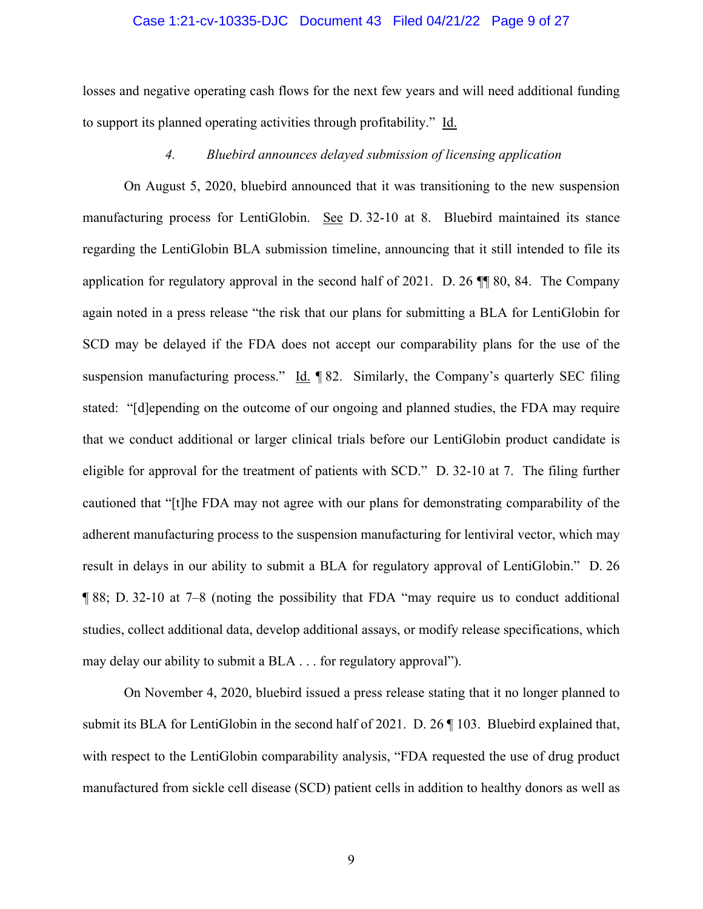losses and negative operating cash flows for the next few years and will need additional funding to support its planned operating activities through profitability." Id.

### 4. *Bluebird announces delayed submission of licensing application*

On August 5, 2020, bluebird announced that it was transitioning to the new suspension manufacturing process for LentiGlobin. See D. 32-10 at 8. Bluebird maintained its stance regarding the LentiGlobin BLA submission timeline, announcing that it still intended to file its application for regulatory approval in the second half of 2021. D. 26 ¶¶ 80, 84. The Company again noted in a press release "the risk that our plans for submitting a BLA for LentiGlobin for SCD may be delayed if the FDA does not accept our comparability plans for the use of the suspension manufacturing process." Id. ¶ 82. Similarly, the Company's quarterly SEC filing stated: "[d]epending on the outcome of our ongoing and planned studies, the FDA may require that we conduct additional or larger clinical trials before our LentiGlobin product candidate is eligible for approval for the treatment of patients with SCD." D. 32-10 at 7. The filing further cautioned that "[t]he FDA may not agree with our plans for demonstrating comparability of the adherent manufacturing process to the suspension manufacturing for lentiviral vector, which may result in delays in our ability to submit a BLA for regulatory approval of LentiGlobin." D. 26 ¶ 88; D. 32-10 at 7–8 (noting the possibility that FDA "may require us to conduct additional studies, collect additional data, develop additional assays, or modify release specifications, which may delay our ability to submit a BLA . . . for regulatory approval").

On November 4, 2020, bluebird issued a press release stating that it no longer planned to submit its BLA for LentiGlobin in the second half of 2021. D. 26 ¶ 103. Bluebird explained that, with respect to the LentiGlobin comparability analysis, "FDA requested the use of drug product manufactured from sickle cell disease (SCD) patient cells in addition to healthy donors as well as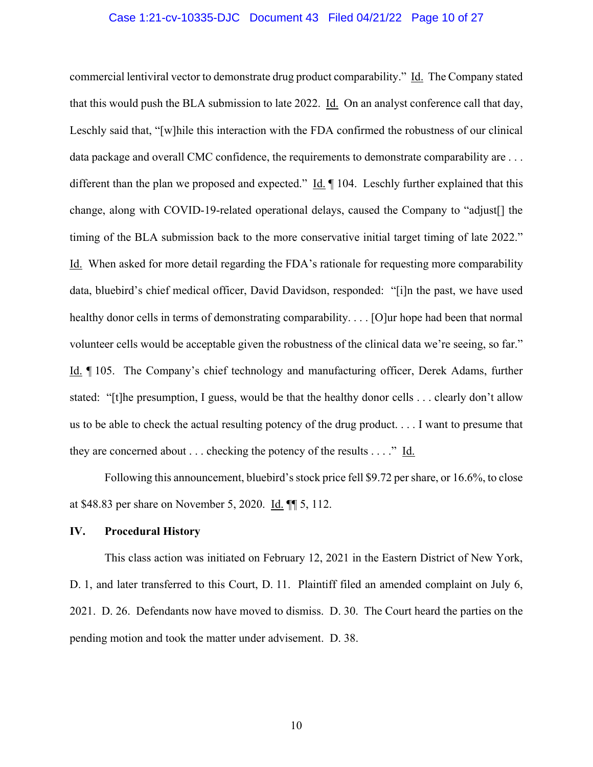commercial lentiviral vector to demonstrate drug product comparability." Id. The Company stated that this would push the BLA submission to late 2022. Id. On an analyst conference call that day, Leschly said that, "[w]hile this interaction with the FDA confirmed the robustness of our clinical data package and overall CMC confidence, the requirements to demonstrate comparability are . . . different than the plan we proposed and expected." Id. ¶ 104. Leschly further explained that this change, along with COVID-19-related operational delays, caused the Company to "adjust[] the timing of the BLA submission back to the more conservative initial target timing of late 2022." Id. When asked for more detail regarding the FDA's rationale for requesting more comparability data, bluebird's chief medical officer, David Davidson, responded: "[i]n the past, we have used healthy donor cells in terms of demonstrating comparability. . . . [O]ur hope had been that normal volunteer cells would be acceptable given the robustness of the clinical data we're seeing, so far." Id. ¶ 105. The Company's chief technology and manufacturing officer, Derek Adams, further stated: "[t]he presumption, I guess, would be that the healthy donor cells . . . clearly don't allow us to be able to check the actual resulting potency of the drug product. . . . I want to presume that they are concerned about . . . checking the potency of the results . . . ." Id.

Following this announcement, bluebird's stock price fell $9.72 per share, or 16.6%, to close at $48.83 per share on November 5, 2020. Id. ¶¶ 5, 112.

## IV. Procedural History

This class action was initiated on February 12, 2021 in the Eastern District of New York, D. 1, and later transferred to this Court, D. 11. Plaintiff filed an amended complaint on July 6, 2021. D. 26. Defendants now have moved to dismiss. D. 30. The Court heard the parties on the pending motion and took the matter under advisement. D. 38.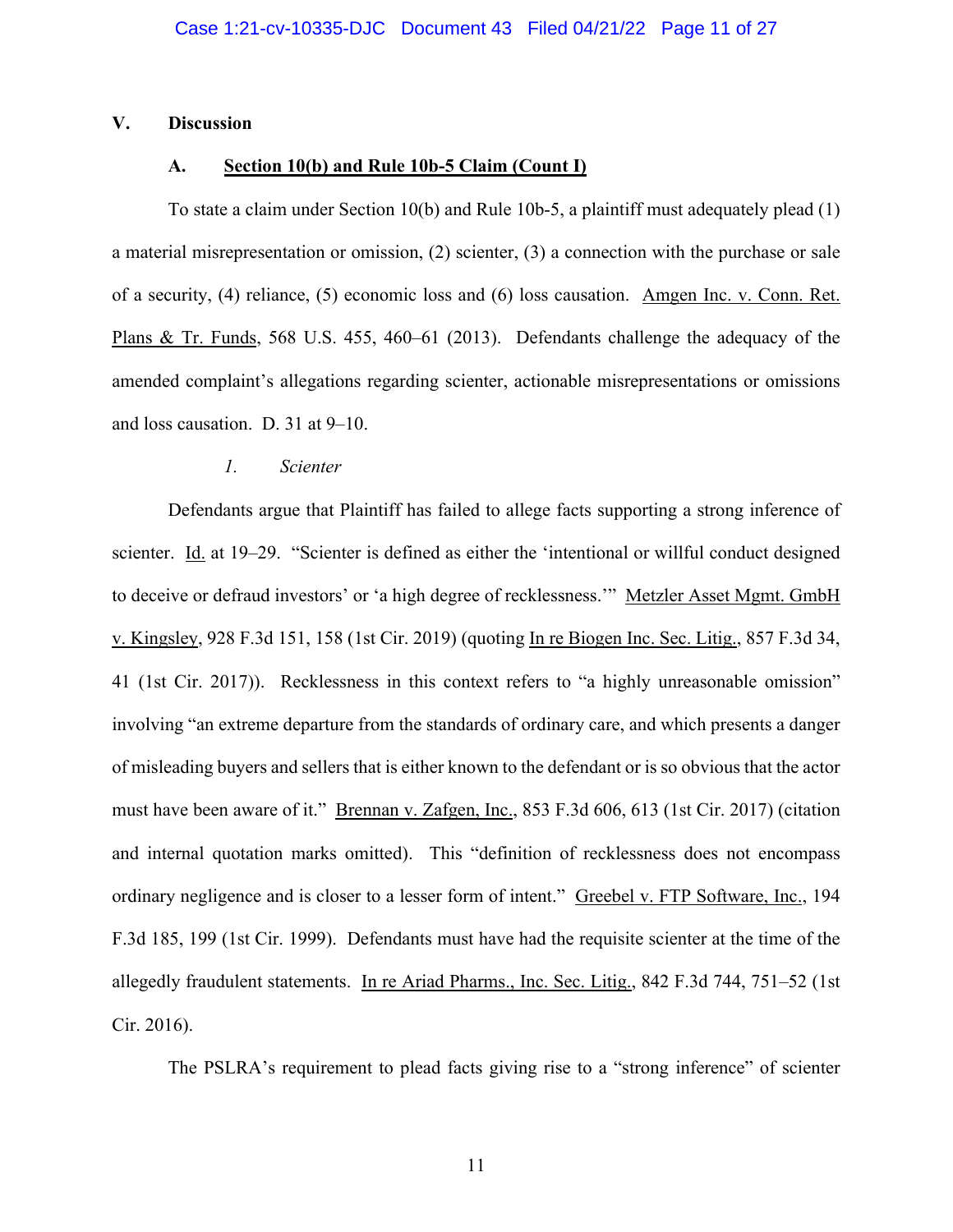## V. Discussion

### A. Section 10(b) and Rule 10b-5 Claim (Count I)

To state a claim under Section 10(b) and Rule 10b-5, a plaintiff must adequately plead (1) a material misrepresentation or omission, (2) scienter, (3) a connection with the purchase or sale of a security, (4) reliance, (5) economic loss and (6) loss causation. Amgen Inc. v. Conn. Ret. Plans & Tr. Funds, 568 U.S. 455, 460–61 (2013). Defendants challenge the adequacy of the amended complaint's allegations regarding scienter, actionable misrepresentations or omissions and loss causation. D. 31 at 9–10.

#### *1. Scienter*

Defendants argue that Plaintiff has failed to allege facts supporting a strong inference of scienter. Id. at 19–29. "Scienter is defined as either the 'intentional or willful conduct designed to deceive or defraud investors' or 'a high degree of recklessness.'" Metzler Asset Mgmt. GmbH v. Kingsley, 928 F.3d 151, 158 (1st Cir. 2019) (quoting In re Biogen Inc. Sec. Litig., 857 F.3d 34, 41 (1st Cir. 2017)). Recklessness in this context refers to "a highly unreasonable omission" involving "an extreme departure from the standards of ordinary care, and which presents a danger of misleading buyers and sellers that is either known to the defendant or is so obvious that the actor must have been aware of it." Brennan v. Zafgen, Inc., 853 F.3d 606, 613 (1st Cir. 2017) (citation and internal quotation marks omitted). This "definition of recklessness does not encompass ordinary negligence and is closer to a lesser form of intent." Greebel v. FTP Software, Inc., 194 F.3d 185, 199 (1st Cir. 1999). Defendants must have had the requisite scienter at the time of the allegedly fraudulent statements. In re Ariad Pharms., Inc. Sec. Litig., 842 F.3d 744, 751–52 (1st Cir. 2016).

The PSLRA's requirement to plead facts giving rise to a "strong inference" of scienter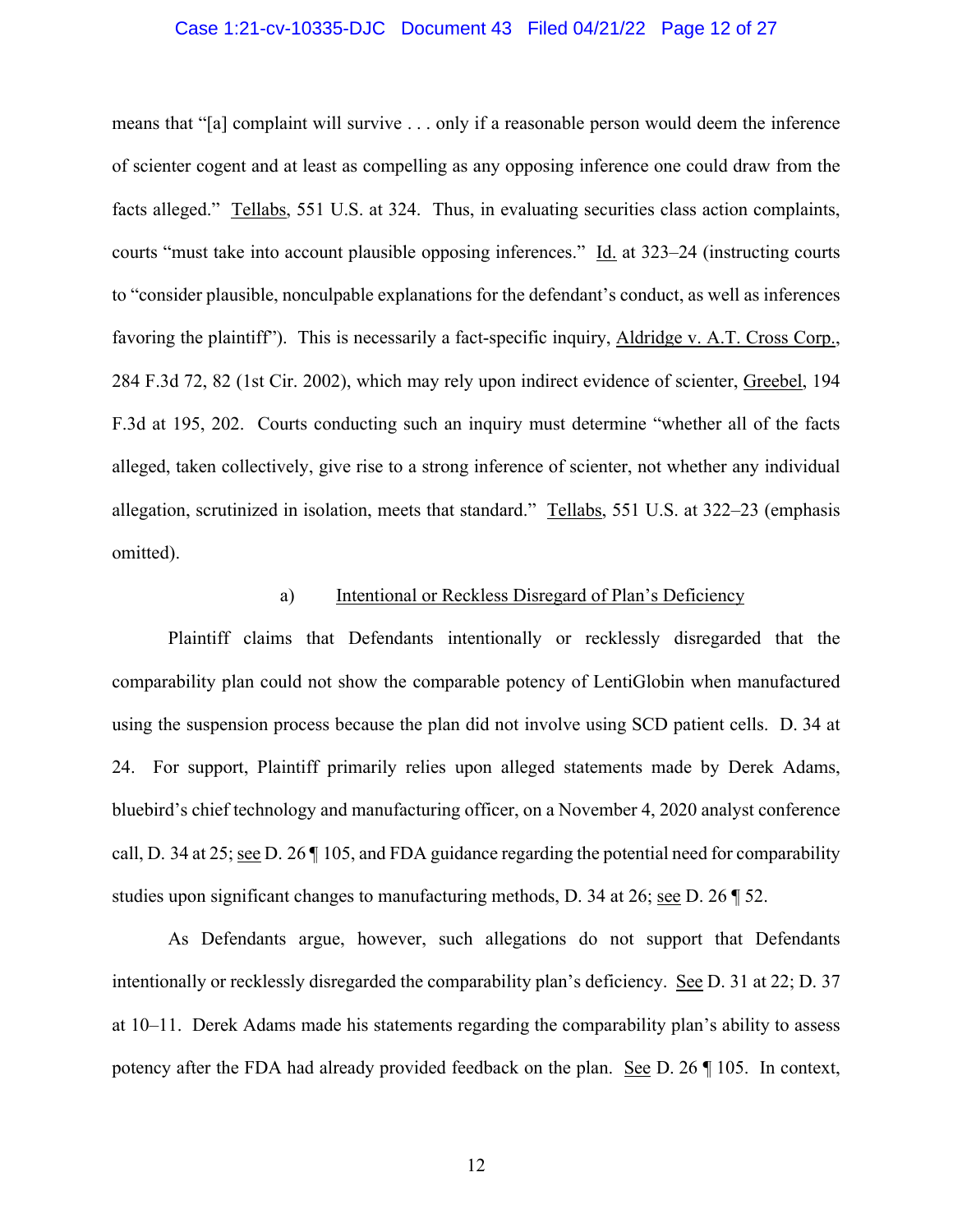means that "[a] complaint will survive . . . only if a reasonable person would deem the inference of scienter cogent and at least as compelling as any opposing inference one could draw from the facts alleged." Tellabs, 551 U.S. at 324. Thus, in evaluating securities class action complaints, courts "must take into account plausible opposing inferences." Id. at 323–24 (instructing courts to "consider plausible, nonculpable explanations for the defendant's conduct, as well as inferences favoring the plaintiff"). This is necessarily a fact-specific inquiry, Aldridge v. A.T. Cross Corp., 284 F.3d 72, 82 (1st Cir. 2002), which may rely upon indirect evidence of scienter, Greebel, 194 F.3d at 195, 202. Courts conducting such an inquiry must determine "whether all of the facts alleged, taken collectively, give rise to a strong inference of scienter, not whether any individual allegation, scrutinized in isolation, meets that standard." Tellabs, 551 U.S. at 322–23 (emphasis omitted).

a) Intentional or Reckless Disregard of Plan's Deficiency

Plaintiff claims that Defendants intentionally or recklessly disregarded that the comparability plan could not show the comparable potency of LentiGlobin when manufactured using the suspension process because the plan did not involve using SCD patient cells. D. 34 at 24. For support, Plaintiff primarily relies upon alleged statements made by Derek Adams, bluebird's chief technology and manufacturing officer, on a November 4, 2020 analyst conference call, D. 34 at 25; see D. 26 ¶ 105, and FDA guidance regarding the potential need for comparability studies upon significant changes to manufacturing methods, D. 34 at 26; see D. 26 ¶ 52.

As Defendants argue, however, such allegations do not support that Defendants intentionally or recklessly disregarded the comparability plan's deficiency. See D. 31 at 22; D. 37 at 10–11. Derek Adams made his statements regarding the comparability plan's ability to assess potency after the FDA had already provided feedback on the plan. See D. 26 ¶ 105. In context,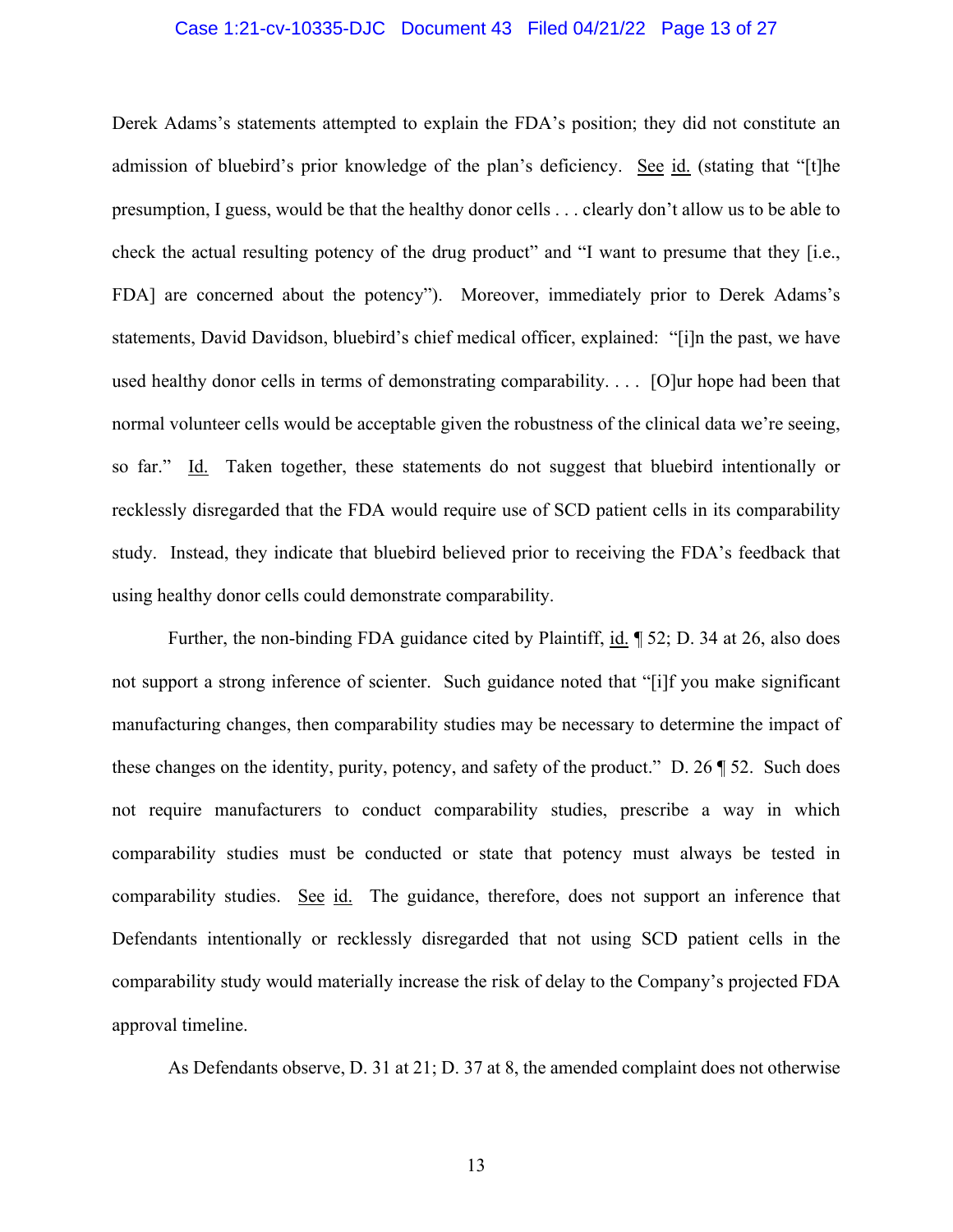Derek Adams's statements attempted to explain the FDA's position; they did not constitute an admission of bluebird's prior knowledge of the plan's deficiency. See id. (stating that "[t]he presumption, I guess, would be that the healthy donor cells . . . clearly don't allow us to be able to check the actual resulting potency of the drug product" and "I want to presume that they [i.e., FDA] are concerned about the potency"). Moreover, immediately prior to Derek Adams's statements, David Davidson, bluebird's chief medical officer, explained: "[i]n the past, we have used healthy donor cells in terms of demonstrating comparability. . . . [O]ur hope had been that normal volunteer cells would be acceptable given the robustness of the clinical data we're seeing, so far." Id. Taken together, these statements do not suggest that bluebird intentionally or recklessly disregarded that the FDA would require use of SCD patient cells in its comparability study. Instead, they indicate that bluebird believed prior to receiving the FDA's feedback that using healthy donor cells could demonstrate comparability.

Further, the non-binding FDA guidance cited by Plaintiff, id. ¶ 52; D. 34 at 26, also does not support a strong inference of scienter. Such guidance noted that "[i]f you make significant manufacturing changes, then comparability studies may be necessary to determine the impact of these changes on the identity, purity, potency, and safety of the product." D. 26 ¶ 52. Such does not require manufacturers to conduct comparability studies, prescribe a way in which comparability studies must be conducted or state that potency must always be tested in comparability studies. See id. The guidance, therefore, does not support an inference that Defendants intentionally or recklessly disregarded that not using SCD patient cells in the comparability study would materially increase the risk of delay to the Company's projected FDA approval timeline.

As Defendants observe, D. 31 at 21; D. 37 at 8, the amended complaint does not otherwise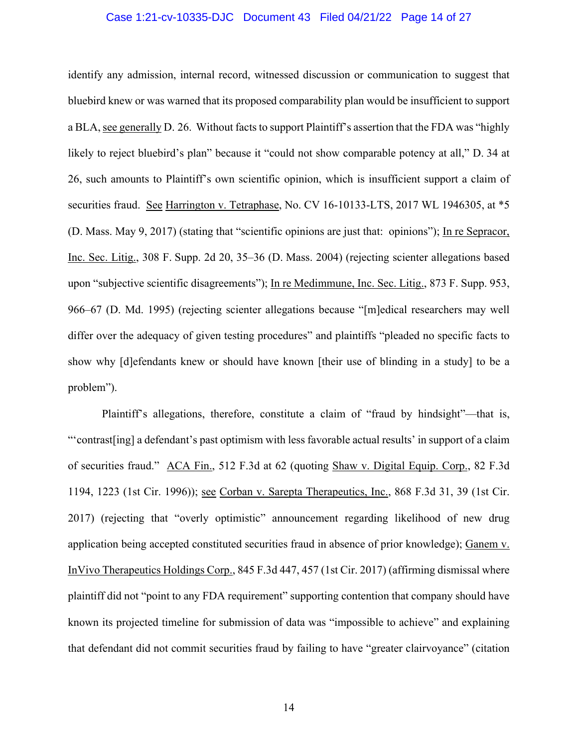identify any admission, internal record, witnessed discussion or communication to suggest that bluebird knew or was warned that its proposed comparability plan would be insufficient to support a BLA, see generally D. 26. Without facts to support Plaintiff's assertion that the FDA was "highly likely to reject bluebird's plan" because it "could not show comparable potency at all," D. 34 at 26, such amounts to Plaintiff's own scientific opinion, which is insufficient support a claim of securities fraud. See Harrington v. Tetraphase, No. CV 16-10133-LTS, 2017 WL 1946305, at *5 (D. Mass. May 9, 2017) (stating that "scientific opinions are just that: opinions"); In re Sepracor, Inc. Sec. Litig., 308 F. Supp. 2d 20, 35–36 (D. Mass. 2004) (rejecting scienter allegations based upon "subjective scientific disagreements"); In re Medimmune, Inc. Sec. Litig., 873 F. Supp. 953, 966–67 (D. Md. 1995) (rejecting scienter allegations because "[m]edical researchers may well differ over the adequacy of given testing procedures" and plaintiffs "pleaded no specific facts to show why [d]efendants knew or should have known [their use of blinding in a study] to be a problem").

Plaintiff's allegations, therefore, constitute a claim of "fraud by hindsight"—that is, "'contrast[ing] a defendant's past optimism with less favorable actual results' in support of a claim of securities fraud." ACA Fin., 512 F.3d at 62 (quoting Shaw v. Digital Equip. Corp., 82 F.3d 1194, 1223 (1st Cir. 1996)); see Corban v. Sarepta Therapeutics, Inc., 868 F.3d 31, 39 (1st Cir. 2017) (rejecting that "overly optimistic" announcement regarding likelihood of new drug application being accepted constituted securities fraud in absence of prior knowledge); Ganem v. InVivo Therapeutics Holdings Corp., 845 F.3d 447, 457 (1st Cir. 2017) (affirming dismissal where plaintiff did not "point to any FDA requirement" supporting contention that company should have known its projected timeline for submission of data was "impossible to achieve" and explaining that defendant did not commit securities fraud by failing to have "greater clairvoyance" (citation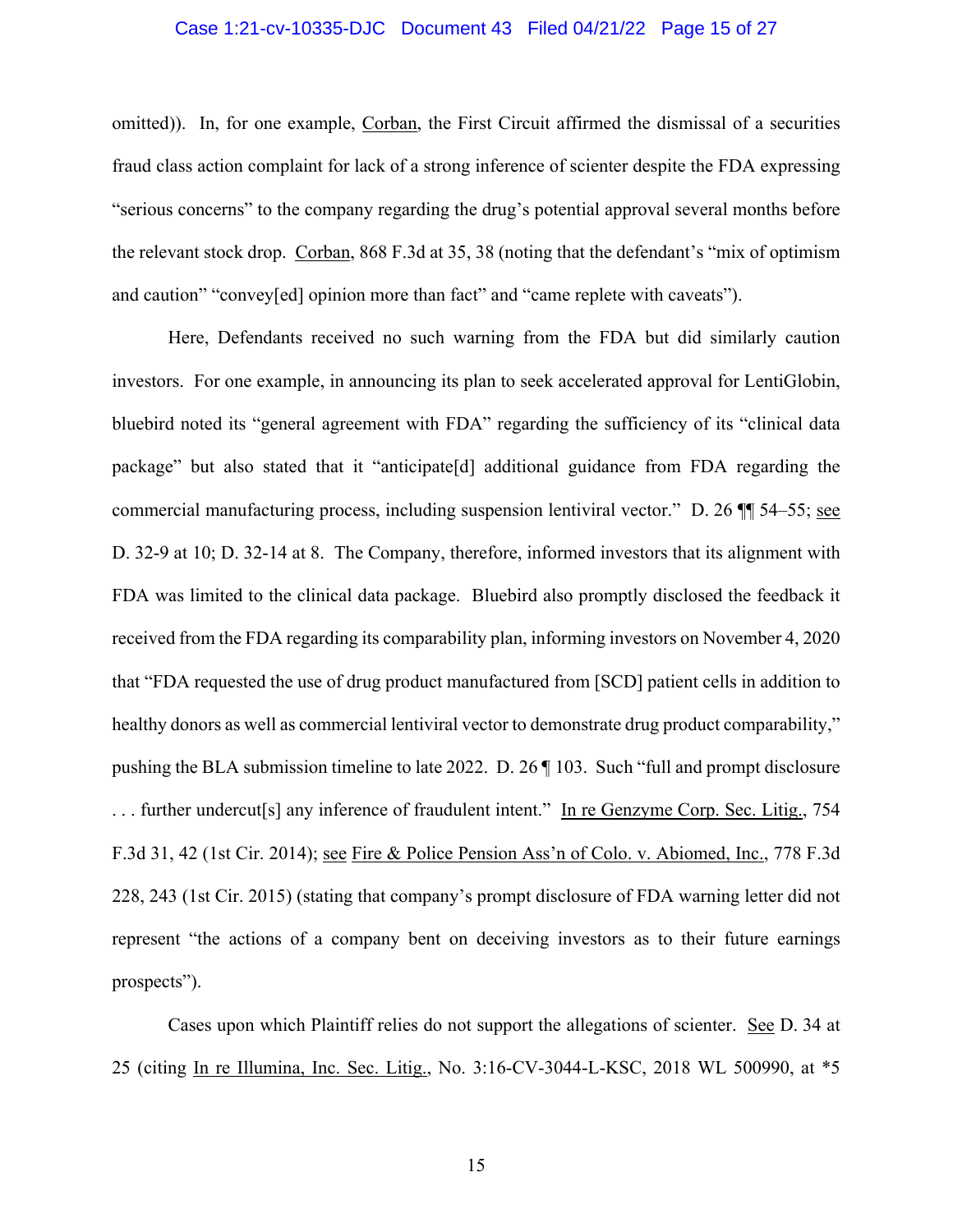omitted)). In, for one example, Corban, the First Circuit affirmed the dismissal of a securities fraud class action complaint for lack of a strong inference of scienter despite the FDA expressing "serious concerns" to the company regarding the drug's potential approval several months before the relevant stock drop. Corban, 868 F.3d at 35, 38 (noting that the defendant's "mix of optimism and caution" "convey[ed] opinion more than fact" and "came replete with caveats").

Here, Defendants received no such warning from the FDA but did similarly caution investors. For one example, in announcing its plan to seek accelerated approval for LentiGlobin, bluebird noted its "general agreement with FDA" regarding the sufficiency of its "clinical data package" but also stated that it "anticipate[d] additional guidance from FDA regarding the commercial manufacturing process, including suspension lentiviral vector." D. 26 ¶¶ 54–55; see D. 32-9 at 10; D. 32-14 at 8. The Company, therefore, informed investors that its alignment with FDA was limited to the clinical data package. Bluebird also promptly disclosed the feedback it received from the FDA regarding its comparability plan, informing investors on November 4, 2020 that "FDA requested the use of drug product manufactured from [SCD] patient cells in addition to healthy donors as well as commercial lentiviral vector to demonstrate drug product comparability," pushing the BLA submission timeline to late 2022. D. 26 ¶ 103. Such "full and prompt disclosure . . . further undercut[s] any inference of fraudulent intent." In re Genzyme Corp. Sec. Litig., 754 F.3d 31, 42 (1st Cir. 2014); see Fire & Police Pension Ass'n of Colo. v. Abiomed, Inc., 778 F.3d 228, 243 (1st Cir. 2015) (stating that company's prompt disclosure of FDA warning letter did not represent "the actions of a company bent on deceiving investors as to their future earnings prospects").

Cases upon which Plaintiff relies do not support the allegations of scienter. See D. 34 at 25 (citing In re Illumina, Inc. Sec. Litig., No. 3:16-CV-3044-L-KSC, 2018 WL 500990, at *5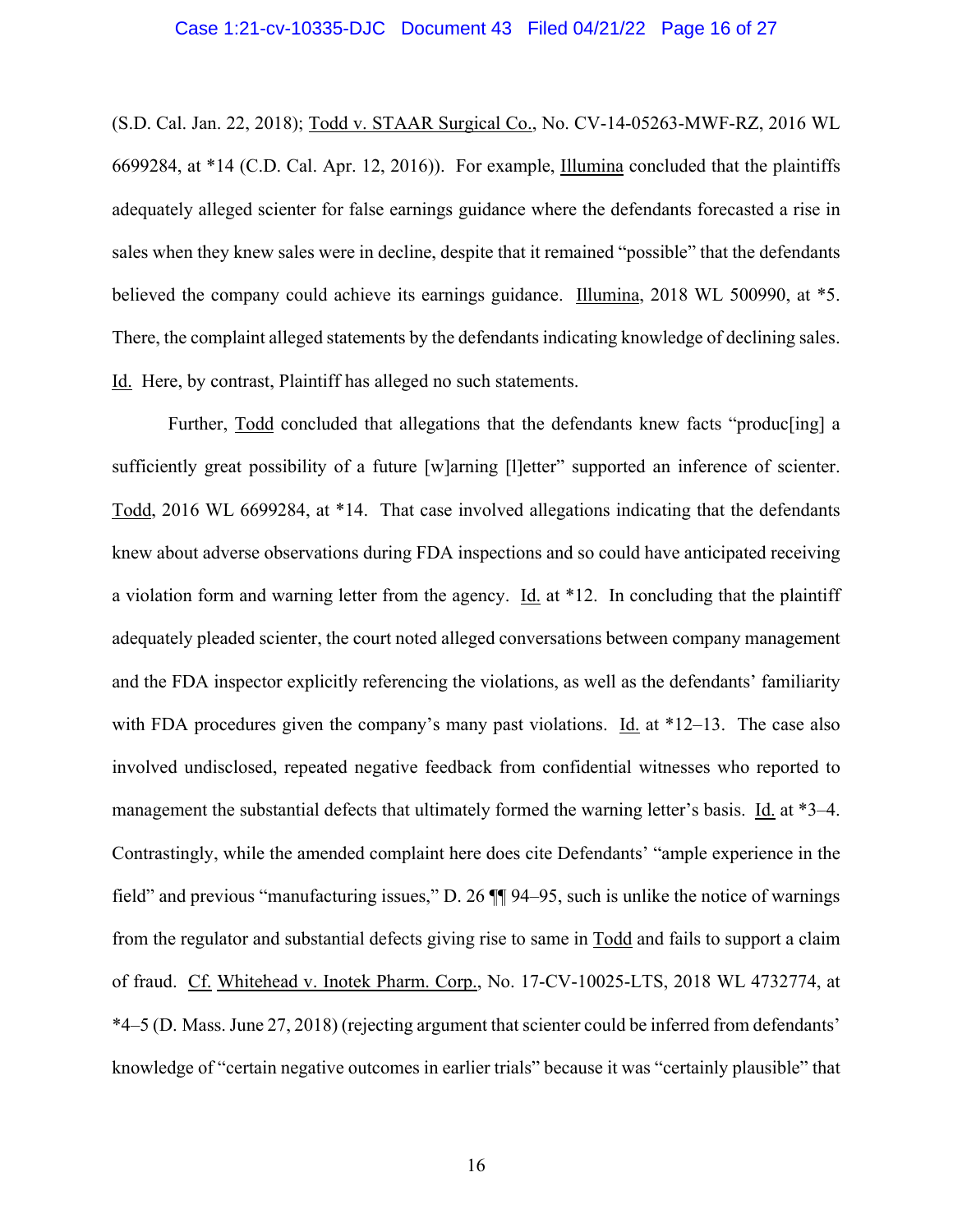(S.D. Cal. Jan. 22, 2018); Todd v. STAAR Surgical Co., No. CV-14-05263-MWF-RZ, 2016 WL 6699284, at *14 (C.D. Cal. Apr. 12, 2016)). For example, Illumina concluded that the plaintiffs adequately alleged scienter for false earnings guidance where the defendants forecasted a rise in sales when they knew sales were in decline, despite that it remained "possible" that the defendants believed the company could achieve its earnings guidance. Illumina, 2018 WL 500990, at *5. There, the complaint alleged statements by the defendants indicating knowledge of declining sales. Id. Here, by contrast, Plaintiff has alleged no such statements.

Further, Todd concluded that allegations that the defendants knew facts "produc[ing] a sufficiently great possibility of a future [w]arning [l]etter" supported an inference of scienter. Todd, 2016 WL 6699284, at *14. That case involved allegations indicating that the defendants knew about adverse observations during FDA inspections and so could have anticipated receiving a violation form and warning letter from the agency. Id. at *12. In concluding that the plaintiff adequately pleaded scienter, the court noted alleged conversations between company management and the FDA inspector explicitly referencing the violations, as well as the defendants' familiarity with FDA procedures given the company's many past violations. Id. at *12–13. The case also involved undisclosed, repeated negative feedback from confidential witnesses who reported to management the substantial defects that ultimately formed the warning letter's basis. Id. at *3–4. Contrastingly, while the amended complaint here does cite Defendants' "ample experience in the field" and previous "manufacturing issues," D. 26 ¶¶ 94–95, such is unlike the notice of warnings from the regulator and substantial defects giving rise to same in Todd and fails to support a claim of fraud. Cf. Whitehead v. Inotek Pharm. Corp., No. 17-CV-10025-LTS, 2018 WL 4732774, at *4–5 (D. Mass. June 27, 2018) (rejecting argument that scienter could be inferred from defendants' knowledge of "certain negative outcomes in earlier trials" because it was "certainly plausible" that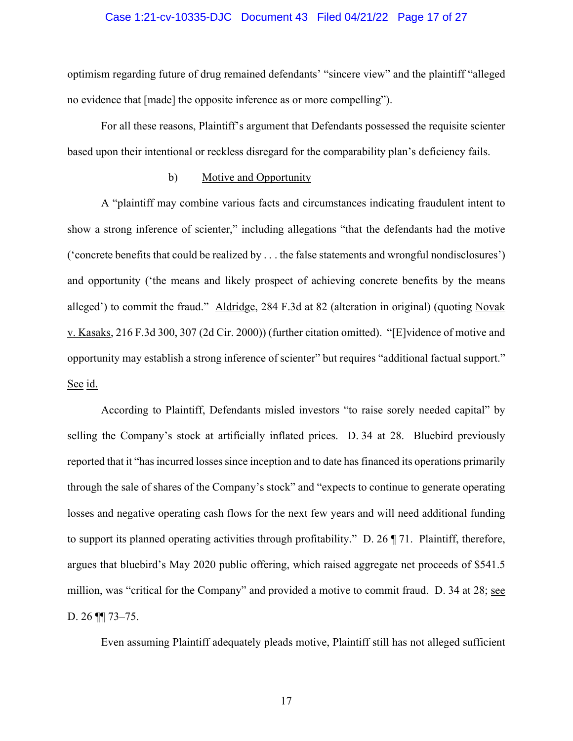optimism regarding future of drug remained defendants' "sincere view" and the plaintiff "alleged no evidence that [made] the opposite inference as or more compelling").

For all these reasons, Plaintiff's argument that Defendants possessed the requisite scienter based upon their intentional or reckless disregard for the comparability plan's deficiency fails.

b) Motive and Opportunity

A "plaintiff may combine various facts and circumstances indicating fraudulent intent to show a strong inference of scienter," including allegations "that the defendants had the motive ('concrete benefits that could be realized by . . . the false statements and wrongful nondisclosures') and opportunity ('the means and likely prospect of achieving concrete benefits by the means alleged') to commit the fraud." Aldridge, 284 F.3d at 82 (alteration in original) (quoting Novak v. Kasaks, 216 F.3d 300, 307 (2d Cir. 2000)) (further citation omitted). "[E]vidence of motive and opportunity may establish a strong inference of scienter" but requires "additional factual support." See id.

According to Plaintiff, Defendants misled investors "to raise sorely needed capital" by selling the Company's stock at artificially inflated prices. D. 34 at 28. Bluebird previously reported that it "has incurred losses since inception and to date has financed its operations primarily through the sale of shares of the Company's stock" and "expects to continue to generate operating losses and negative operating cash flows for the next few years and will need additional funding to support its planned operating activities through profitability." D. 26 ¶ 71. Plaintiff, therefore, argues that bluebird's May 2020 public offering, which raised aggregate net proceeds of $541.5 million, was "critical for the Company" and provided a motive to commit fraud. D. 34 at 28; see D. 26 ¶¶ 73–75.

Even assuming Plaintiff adequately pleads motive, Plaintiff still has not alleged sufficient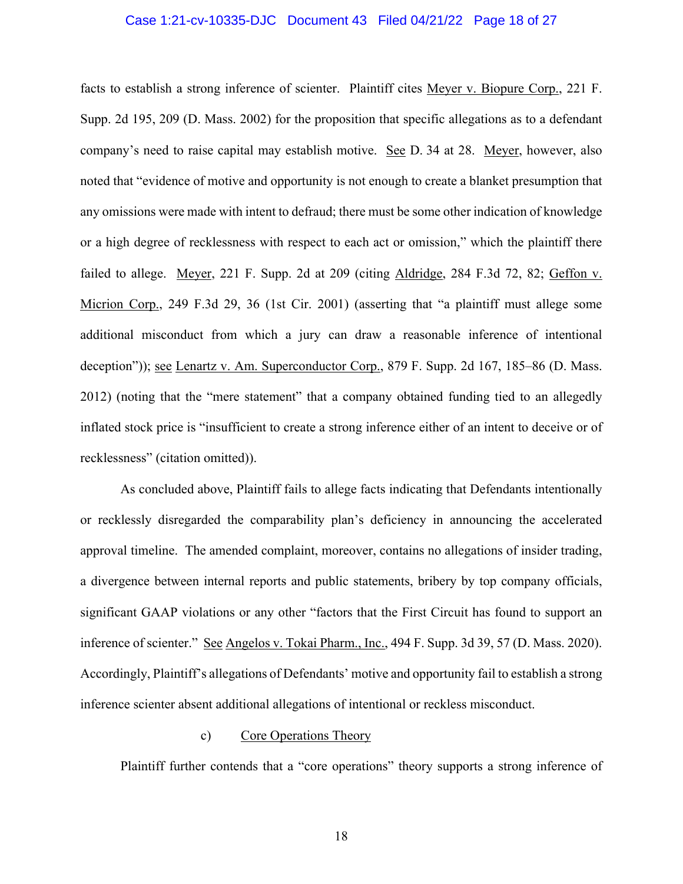facts to establish a strong inference of scienter. Plaintiff cites Meyer v. Biopure Corp., 221 F. Supp. 2d 195, 209 (D. Mass. 2002) for the proposition that specific allegations as to a defendant company's need to raise capital may establish motive. See D. 34 at 28. Meyer, however, also noted that "evidence of motive and opportunity is not enough to create a blanket presumption that any omissions were made with intent to defraud; there must be some other indication of knowledge or a high degree of recklessness with respect to each act or omission," which the plaintiff there failed to allege. Meyer, 221 F. Supp. 2d at 209 (citing Aldridge, 284 F.3d 72, 82; Geffon v. Micrion Corp., 249 F.3d 29, 36 (1st Cir. 2001) (asserting that "a plaintiff must allege some additional misconduct from which a jury can draw a reasonable inference of intentional deception")); see Lenartz v. Am. Superconductor Corp., 879 F. Supp. 2d 167, 185–86 (D. Mass. 2012) (noting that the "mere statement" that a company obtained funding tied to an allegedly inflated stock price is "insufficient to create a strong inference either of an intent to deceive or of recklessness" (citation omitted)).

As concluded above, Plaintiff fails to allege facts indicating that Defendants intentionally or recklessly disregarded the comparability plan's deficiency in announcing the accelerated approval timeline. The amended complaint, moreover, contains no allegations of insider trading, a divergence between internal reports and public statements, bribery by top company officials, significant GAAP violations or any other "factors that the First Circuit has found to support an inference of scienter." See Angelos v. Tokai Pharm., Inc., 494 F. Supp. 3d 39, 57 (D. Mass. 2020). Accordingly, Plaintiff's allegations of Defendants' motive and opportunity fail to establish a strong inference scienter absent additional allegations of intentional or reckless misconduct.

c) Core Operations Theory

Plaintiff further contends that a "core operations" theory supports a strong inference of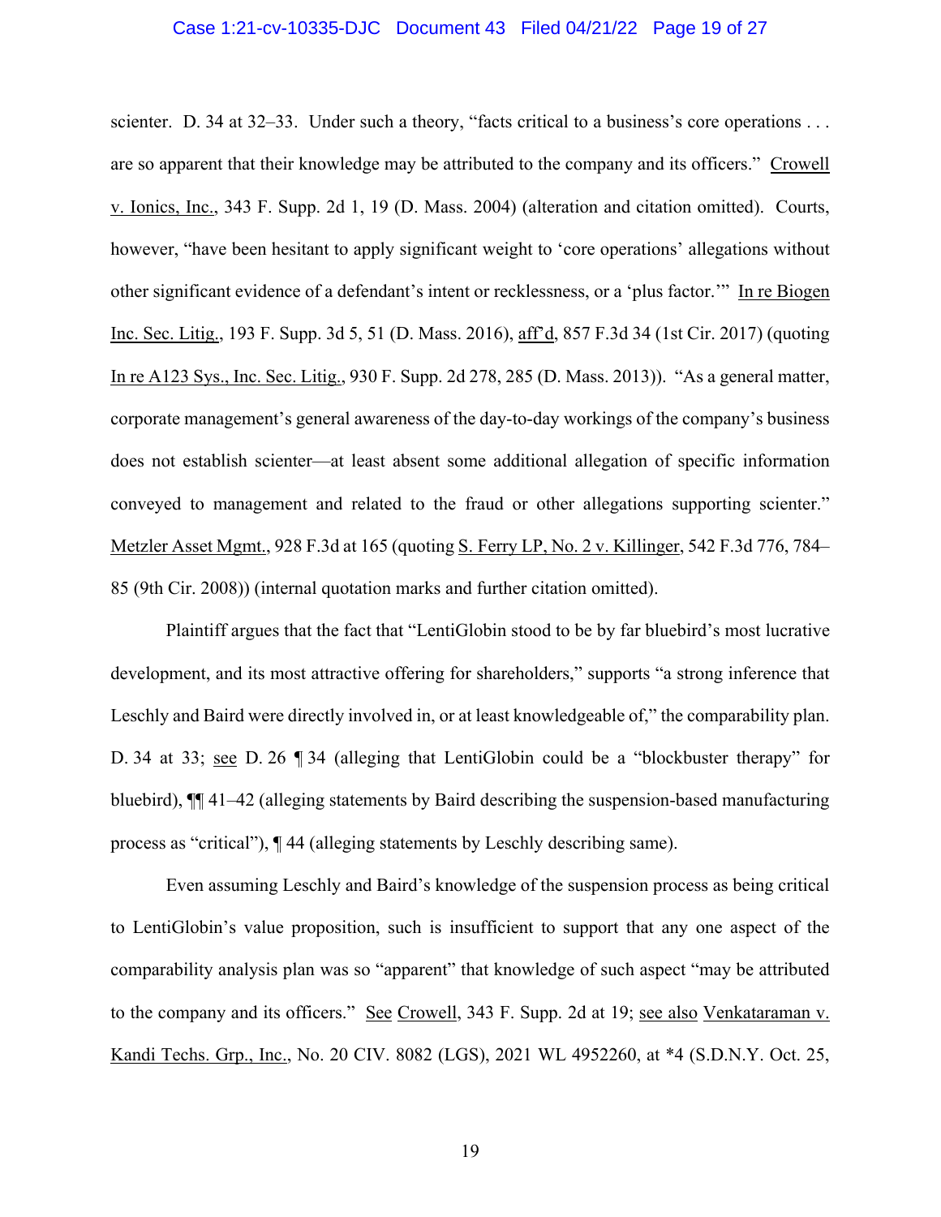scienter. D. 34 at 32–33. Under such a theory, "facts critical to a business's core operations . . . are so apparent that their knowledge may be attributed to the company and its officers." Crowell v. Ionics, Inc., 343 F. Supp. 2d 1, 19 (D. Mass. 2004) (alteration and citation omitted). Courts, however, "have been hesitant to apply significant weight to 'core operations' allegations without other significant evidence of a defendant's intent or recklessness, or a 'plus factor.'" In re Biogen Inc. Sec. Litig., 193 F. Supp. 3d 5, 51 (D. Mass. 2016), aff'd, 857 F.3d 34 (1st Cir. 2017) (quoting In re A123 Sys., Inc. Sec. Litig., 930 F. Supp. 2d 278, 285 (D. Mass. 2013)). "As a general matter, corporate management's general awareness of the day-to-day workings of the company's business does not establish scienter—at least absent some additional allegation of specific information conveyed to management and related to the fraud or other allegations supporting scienter." Metzler Asset Mgmt., 928 F.3d at 165 (quoting S. Ferry LP, No. 2 v. Killinger, 542 F.3d 776, 784–85 (9th Cir. 2008)) (internal quotation marks and further citation omitted).

Plaintiff argues that the fact that "LentiGlobin stood to be by far bluebird's most lucrative development, and its most attractive offering for shareholders," supports "a strong inference that Leschly and Baird were directly involved in, or at least knowledgeable of," the comparability plan. D. 34 at 33; see D. 26 ¶ 34 (alleging that LentiGlobin could be a "blockbuster therapy" for bluebird), ¶¶ 41–42 (alleging statements by Baird describing the suspension-based manufacturing process as "critical"), ¶ 44 (alleging statements by Leschly describing same).

Even assuming Leschly and Baird's knowledge of the suspension process as being critical to LentiGlobin's value proposition, such is insufficient to support that any one aspect of the comparability analysis plan was so "apparent" that knowledge of such aspect "may be attributed to the company and its officers." See Crowell, 343 F. Supp. 2d at 19; see also Venkataraman v. Kandi Techs. Grp., Inc., No. 20 CIV. 8082 (LGS), 2021 WL 4952260, at *4 (S.D.N.Y. Oct. 25,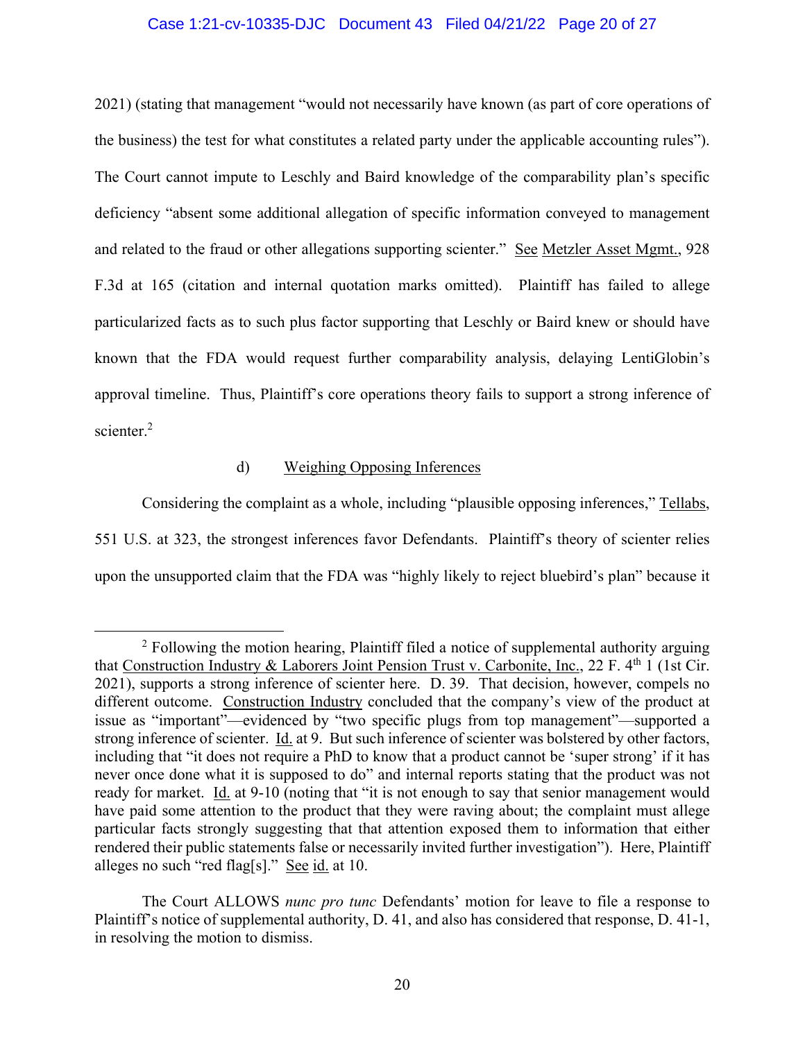2021) (stating that management "would not necessarily have known (as part of core operations of the business) the test for what constitutes a related party under the applicable accounting rules"). The Court cannot impute to Leschly and Baird knowledge of the comparability plan's specific deficiency "absent some additional allegation of specific information conveyed to management and related to the fraud or other allegations supporting scienter." See Metzler Asset Mgmt., 928 F.3d at 165 (citation and internal quotation marks omitted). Plaintiff has failed to allege particularized facts as to such plus factor supporting that Leschly or Baird knew or should have known that the FDA would request further comparability analysis, delaying LentiGlobin's approval timeline. Thus, Plaintiff's core operations theory fails to support a strong inference of scienter.[2]

d) Weighing Opposing Inferences

Considering the complaint as a whole, including "plausible opposing inferences," Tellabs, 551 U.S. at 323, the strongest inferences favor Defendants. Plaintiff's theory of scienter relies upon the unsupported claim that the FDA was "highly likely to reject bluebird's plan" because it

---

[2] Following the motion hearing, Plaintiff filed a notice of supplemental authority arguing that Construction Industry & Laborers Joint Pension Trust v. Carbonite, Inc., 22 F. 4th 1 (1st Cir. 2021), supports a strong inference of scienter here. D. 39. That decision, however, compels no different outcome. Construction Industry concluded that the company's view of the product at issue as "important"—evidenced by "two specific plugs from top management"—supported a strong inference of scienter. Id. at 9. But such inference of scienter was bolstered by other factors, including that "it does not require a PhD to know that a product cannot be 'super strong' if it has never once done what it is supposed to do" and internal reports stating that the product was not ready for market. Id. at 9-10 (noting that "it is not enough to say that senior management would have paid some attention to the product that they were raving about; the complaint must allege particular facts strongly suggesting that that attention exposed them to information that either rendered their public statements false or necessarily invited further investigation"). Here, Plaintiff alleges no such "red flag[s]." See id. at 10.

The Court ALLOWS *nunc pro tunc* Defendants' motion for leave to file a response to Plaintiff's notice of supplemental authority, D. 41, and also has considered that response, D. 41-1, in resolving the motion to dismiss.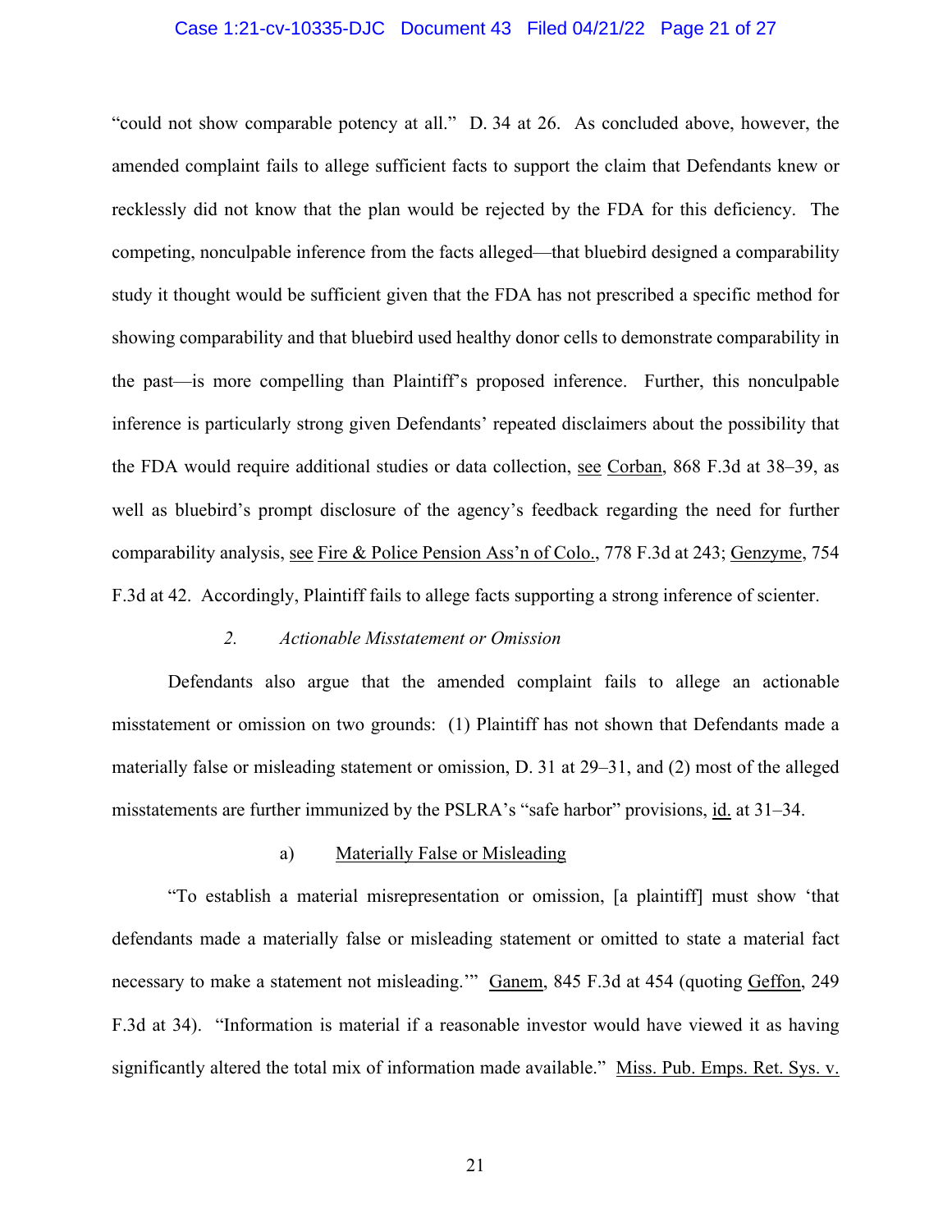"could not show comparable potency at all." D. 34 at 26. As concluded above, however, the amended complaint fails to allege sufficient facts to support the claim that Defendants knew or recklessly did not know that the plan would be rejected by the FDA for this deficiency. The competing, nonculpable inference from the facts alleged—that bluebird designed a comparability study it thought would be sufficient given that the FDA has not prescribed a specific method for showing comparability and that bluebird used healthy donor cells to demonstrate comparability in the past—is more compelling than Plaintiff's proposed inference. Further, this nonculpable inference is particularly strong given Defendants' repeated disclaimers about the possibility that the FDA would require additional studies or data collection, see Corban, 868 F.3d at 38–39, as well as bluebird's prompt disclosure of the agency's feedback regarding the need for further comparability analysis, see Fire & Police Pension Ass'n of Colo., 778 F.3d at 243; Genzyme, 754 F.3d at 42. Accordingly, Plaintiff fails to allege facts supporting a strong inference of scienter.

### *2. Actionable Misstatement or Omission*

Defendants also argue that the amended complaint fails to allege an actionable misstatement or omission on two grounds: (1) Plaintiff has not shown that Defendants made a materially false or misleading statement or omission, D. 31 at 29–31, and (2) most of the alleged misstatements are further immunized by the PSLRA's "safe harbor" provisions, id. at 31–34.

#### a) Materially False or Misleading

"To establish a material misrepresentation or omission, [a plaintiff] must show 'that defendants made a materially false or misleading statement or omitted to state a material fact necessary to make a statement not misleading.'" Ganem, 845 F.3d at 454 (quoting Geffon, 249 F.3d at 34). "Information is material if a reasonable investor would have viewed it as having significantly altered the total mix of information made available." Miss. Pub. Emps. Ret. Sys. v.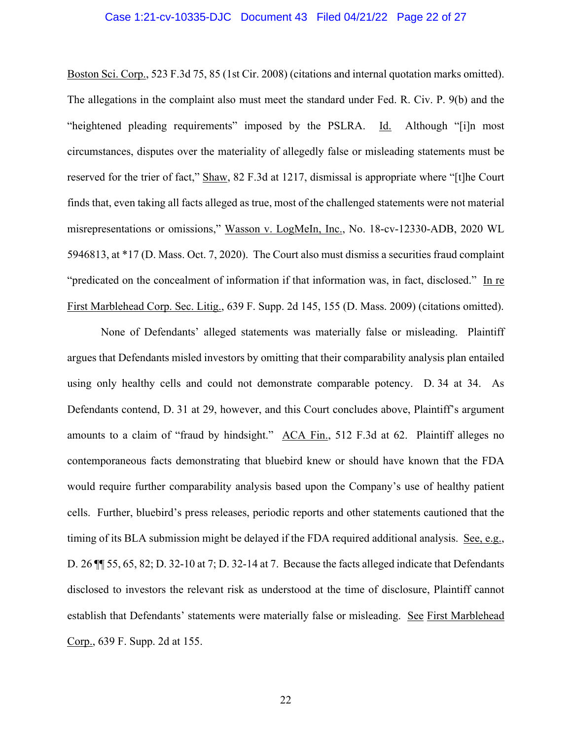Boston Sci. Corp., 523 F.3d 75, 85 (1st Cir. 2008) (citations and internal quotation marks omitted). The allegations in the complaint also must meet the standard under Fed. R. Civ. P. 9(b) and the "heightened pleading requirements" imposed by the PSLRA. Id. Although "[i]n most circumstances, disputes over the materiality of allegedly false or misleading statements must be reserved for the trier of fact," Shaw, 82 F.3d at 1217, dismissal is appropriate where "[t]he Court finds that, even taking all facts alleged as true, most of the challenged statements were not material misrepresentations or omissions," Wasson v. LogMeIn, Inc., No. 18-cv-12330-ADB, 2020 WL 5946813, at *17 (D. Mass. Oct. 7, 2020). The Court also must dismiss a securities fraud complaint "predicated on the concealment of information if that information was, in fact, disclosed." In re First Marblehead Corp. Sec. Litig., 639 F. Supp. 2d 145, 155 (D. Mass. 2009) (citations omitted).

None of Defendants' alleged statements was materially false or misleading. Plaintiff argues that Defendants misled investors by omitting that their comparability analysis plan entailed using only healthy cells and could not demonstrate comparable potency. D. 34 at 34. As Defendants contend, D. 31 at 29, however, and this Court concludes above, Plaintiff's argument amounts to a claim of "fraud by hindsight." ACA Fin., 512 F.3d at 62. Plaintiff alleges no contemporaneous facts demonstrating that bluebird knew or should have known that the FDA would require further comparability analysis based upon the Company's use of healthy patient cells. Further, bluebird's press releases, periodic reports and other statements cautioned that the timing of its BLA submission might be delayed if the FDA required additional analysis. See, e.g., D. 26 ¶¶ 55, 65, 82; D. 32-10 at 7; D. 32-14 at 7. Because the facts alleged indicate that Defendants disclosed to investors the relevant risk as understood at the time of disclosure, Plaintiff cannot establish that Defendants' statements were materially false or misleading. See First Marblehead Corp., 639 F. Supp. 2d at 155.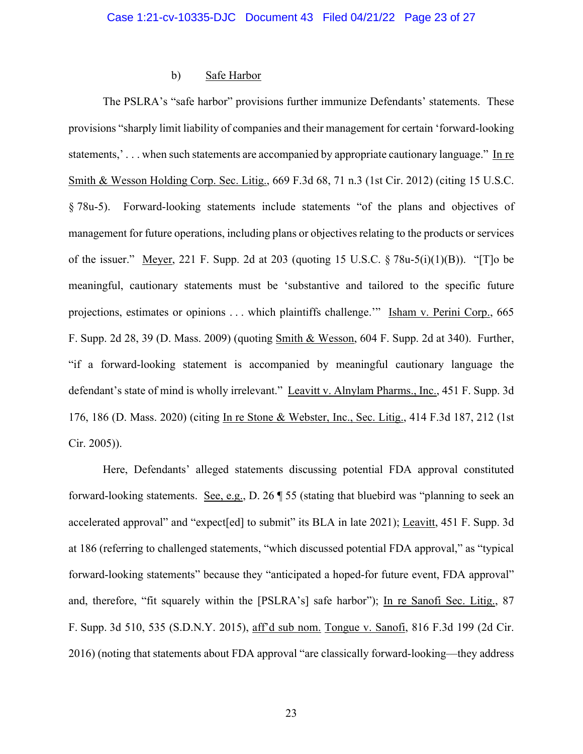b) <u>Safe Harbor</u>

The PSLRA's "safe harbor" provisions further immunize Defendants' statements. These provisions "sharply limit liability of companies and their management for certain 'forward-looking statements,' . . . when such statements are accompanied by appropriate cautionary language." <u>In re Smith & Wesson Holding Corp. Sec. Litig.</u>, 669 F.3d 68, 71 n.3 (1st Cir. 2012) (citing 15 U.S.C. § 78u-5). Forward-looking statements include statements "of the plans and objectives of management for future operations, including plans or objectives relating to the products or services of the issuer." <u>Meyer</u>, 221 F. Supp. 2d at 203 (quoting 15 U.S.C. § 78u-5(i)(1)(B)). "[T]o be meaningful, cautionary statements must be 'substantive and tailored to the specific future projections, estimates or opinions . . . which plaintiffs challenge.'" <u>Isham v. Perini Corp.</u>, 665 F. Supp. 2d 28, 39 (D. Mass. 2009) (quoting <u>Smith & Wesson</u>, 604 F. Supp. 2d at 340). Further, "if a forward-looking statement is accompanied by meaningful cautionary language the defendant's state of mind is wholly irrelevant." <u>Leavitt v. Alnylam Pharms., Inc.</u>, 451 F. Supp. 3d 176, 186 (D. Mass. 2020) (citing <u>In re Stone & Webster, Inc., Sec. Litig.</u>, 414 F.3d 187, 212 (1st Cir. 2005)).

Here, Defendants' alleged statements discussing potential FDA approval constituted forward-looking statements. <u>See, e.g.</u>, D. 26 ¶ 55 (stating that bluebird was "planning to seek an accelerated approval" and "expect[ed] to submit" its BLA in late 2021); <u>Leavitt</u>, 451 F. Supp. 3d at 186 (referring to challenged statements, "which discussed potential FDA approval," as "typical forward-looking statements" because they "anticipated a hoped-for future event, FDA approval" and, therefore, "fit squarely within the [PSLRA's] safe harbor"); <u>In re Sanofi Sec. Litig.</u>, 87 F. Supp. 3d 510, 535 (S.D.N.Y. 2015), <u>aff'd sub nom.</u> <u>Tongue v. Sanofi</u>, 816 F.3d 199 (2d Cir. 2016) (noting that statements about FDA approval "are classically forward-looking—they address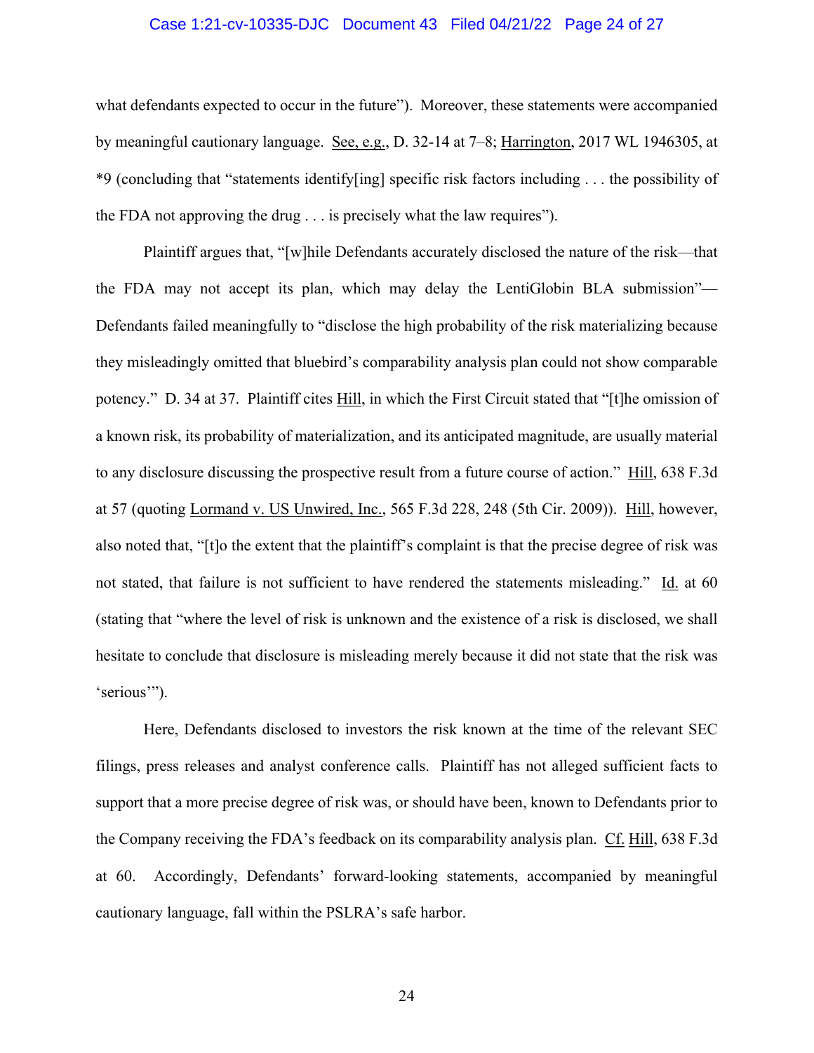what defendants expected to occur in the future"). Moreover, these statements were accompanied by meaningful cautionary language. See, e.g., D. 32-14 at 7–8; Harrington, 2017 WL 1946305, at *9 (concluding that "statements identify[ing] specific risk factors including . . . the possibility of the FDA not approving the drug . . . is precisely what the law requires").

Plaintiff argues that, "[w]hile Defendants accurately disclosed the nature of the risk—that the FDA may not accept its plan, which may delay the LentiGlobin BLA submission"—Defendants failed meaningfully to "disclose the high probability of the risk materializing because they misleadingly omitted that bluebird's comparability analysis plan could not show comparable potency." D. 34 at 37. Plaintiff cites Hill, in which the First Circuit stated that "[t]he omission of a known risk, its probability of materialization, and its anticipated magnitude, are usually material to any disclosure discussing the prospective result from a future course of action." Hill, 638 F.3d at 57 (quoting Lormand v. US Unwired, Inc., 565 F.3d 228, 248 (5th Cir. 2009)). Hill, however, also noted that, "[t]o the extent that the plaintiff's complaint is that the precise degree of risk was not stated, that failure is not sufficient to have rendered the statements misleading." Id. at 60 (stating that "where the level of risk is unknown and the existence of a risk is disclosed, we shall hesitate to conclude that disclosure is misleading merely because it did not state that the risk was 'serious'").

Here, Defendants disclosed to investors the risk known at the time of the relevant SEC filings, press releases and analyst conference calls. Plaintiff has not alleged sufficient facts to support that a more precise degree of risk was, or should have been, known to Defendants prior to the Company receiving the FDA's feedback on its comparability analysis plan. Cf. Hill, 638 F.3d at 60. Accordingly, Defendants' forward-looking statements, accompanied by meaningful cautionary language, fall within the PSLRA's safe harbor.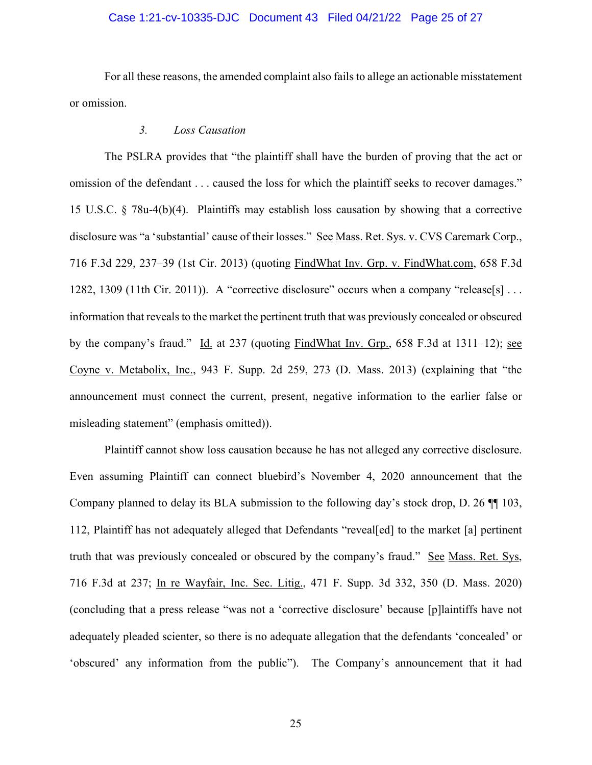For all these reasons, the amended complaint also fails to allege an actionable misstatement or omission.

### *3. Loss Causation*

The PSLRA provides that "the plaintiff shall have the burden of proving that the act or omission of the defendant . . . caused the loss for which the plaintiff seeks to recover damages." 15 U.S.C. § 78u-4(b)(4). Plaintiffs may establish loss causation by showing that a corrective disclosure was "a 'substantial' cause of their losses." See Mass. Ret. Sys. v. CVS Caremark Corp., 716 F.3d 229, 237–39 (1st Cir. 2013) (quoting FindWhat Inv. Grp. v. FindWhat.com, 658 F.3d 1282, 1309 (11th Cir. 2011)). A "corrective disclosure" occurs when a company "release[s] . . . information that reveals to the market the pertinent truth that was previously concealed or obscured by the company's fraud." Id. at 237 (quoting FindWhat Inv. Grp., 658 F.3d at 1311–12); see Coyne v. Metabolix, Inc., 943 F. Supp. 2d 259, 273 (D. Mass. 2013) (explaining that "the announcement must connect the current, present, negative information to the earlier false or misleading statement" (emphasis omitted)).

Plaintiff cannot show loss causation because he has not alleged any corrective disclosure. Even assuming Plaintiff can connect bluebird's November 4, 2020 announcement that the Company planned to delay its BLA submission to the following day's stock drop, D. 26 ¶¶ 103, 112, Plaintiff has not adequately alleged that Defendants "reveal[ed] to the market [a] pertinent truth that was previously concealed or obscured by the company's fraud." See Mass. Ret. Sys, 716 F.3d at 237; In re Wayfair, Inc. Sec. Litig., 471 F. Supp. 3d 332, 350 (D. Mass. 2020) (concluding that a press release "was not a 'corrective disclosure' because [p]laintiffs have not adequately pleaded scienter, so there is no adequate allegation that the defendants 'concealed' or 'obscured' any information from the public"). The Company's announcement that it had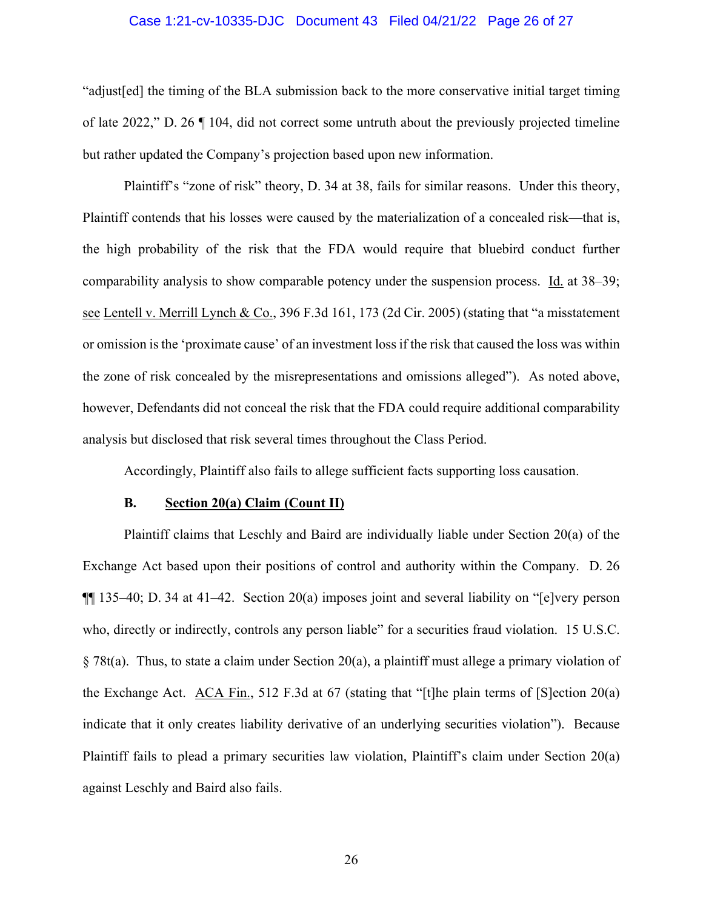"adjust[ed] the timing of the BLA submission back to the more conservative initial target timing of late 2022," D. 26 ¶ 104, did not correct some untruth about the previously projected timeline but rather updated the Company's projection based upon new information.

Plaintiff's "zone of risk" theory, D. 34 at 38, fails for similar reasons. Under this theory, Plaintiff contends that his losses were caused by the materialization of a concealed risk—that is, the high probability of the risk that the FDA would require that bluebird conduct further comparability analysis to show comparable potency under the suspension process. Id. at 38–39; see Lentell v. Merrill Lynch & Co., 396 F.3d 161, 173 (2d Cir. 2005) (stating that "a misstatement or omission is the 'proximate cause' of an investment loss if the risk that caused the loss was within the zone of risk concealed by the misrepresentations and omissions alleged"). As noted above, however, Defendants did not conceal the risk that the FDA could require additional comparability analysis but disclosed that risk several times throughout the Class Period.

Accordingly, Plaintiff also fails to allege sufficient facts supporting loss causation.

### B. Section 20(a) Claim (Count II)

Plaintiff claims that Leschly and Baird are individually liable under Section 20(a) of the Exchange Act based upon their positions of control and authority within the Company. D. 26 ¶¶ 135–40; D. 34 at 41–42. Section 20(a) imposes joint and several liability on "[e]very person who, directly or indirectly, controls any person liable" for a securities fraud violation. 15 U.S.C. § 78t(a). Thus, to state a claim under Section 20(a), a plaintiff must allege a primary violation of the Exchange Act. ACA Fin., 512 F.3d at 67 (stating that "[t]he plain terms of [S]ection 20(a) indicate that it only creates liability derivative of an underlying securities violation"). Because Plaintiff fails to plead a primary securities law violation, Plaintiff's claim under Section 20(a) against Leschly and Baird also fails.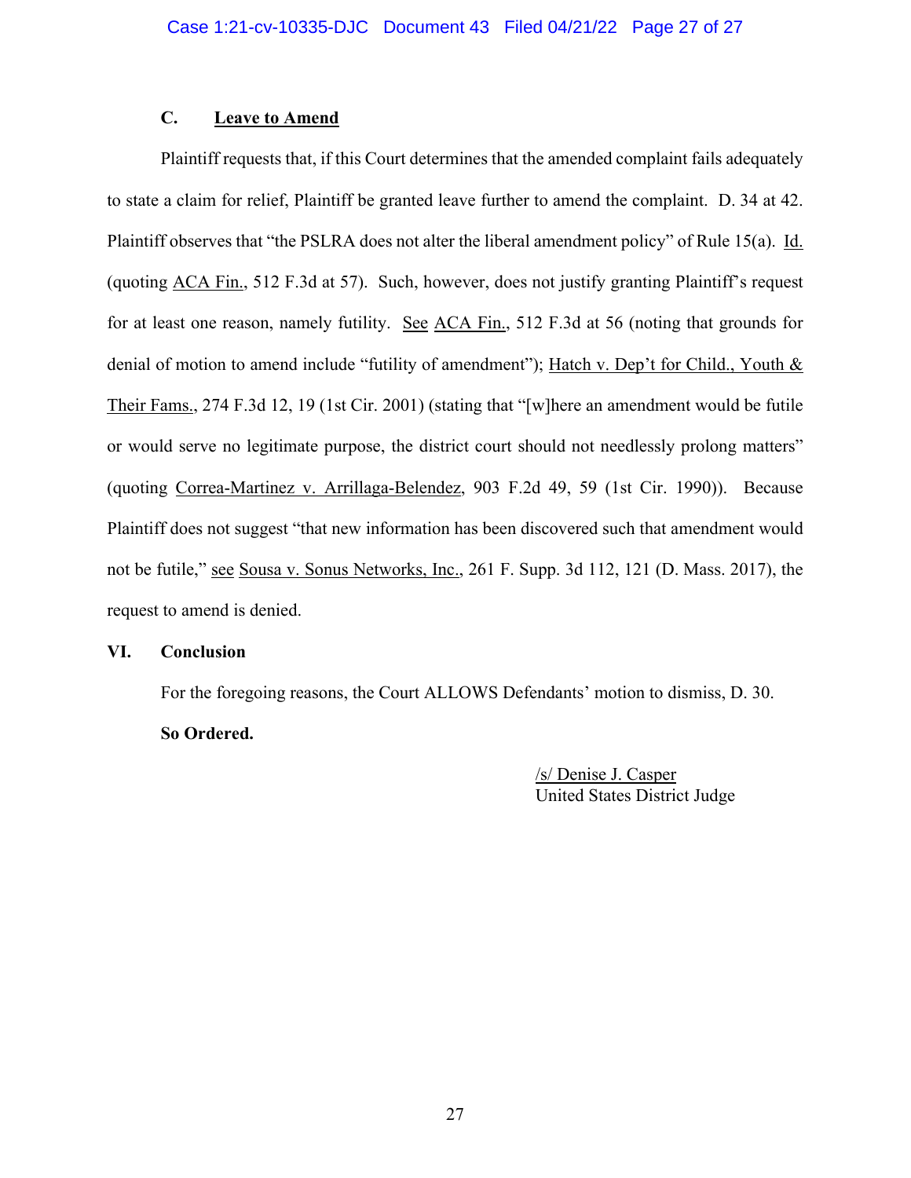### C. Leave to Amend

Plaintiff requests that, if this Court determines that the amended complaint fails adequately to state a claim for relief, Plaintiff be granted leave further to amend the complaint. D. 34 at 42. Plaintiff observes that "the PSLRA does not alter the liberal amendment policy" of Rule 15(a). Id. (quoting ACA Fin., 512 F.3d at 57). Such, however, does not justify granting Plaintiff's request for at least one reason, namely futility. See ACA Fin., 512 F.3d at 56 (noting that grounds for denial of motion to amend include "futility of amendment"); Hatch v. Dep't for Child., Youth & Their Fams., 274 F.3d 12, 19 (1st Cir. 2001) (stating that "[w]here an amendment would be futile or would serve no legitimate purpose, the district court should not needlessly prolong matters" (quoting Correa-Martinez v. Arrillaga-Belendez, 903 F.2d 49, 59 (1st Cir. 1990)). Because Plaintiff does not suggest "that new information has been discovered such that amendment would not be futile," see Sousa v. Sonus Networks, Inc., 261 F. Supp. 3d 112, 121 (D. Mass. 2017), the request to amend is denied.

## VI. Conclusion

For the foregoing reasons, the Court ALLOWS Defendants' motion to dismiss, D. 30.

**So Ordered.**

/s/ Denise J. Casper
United States District Judge